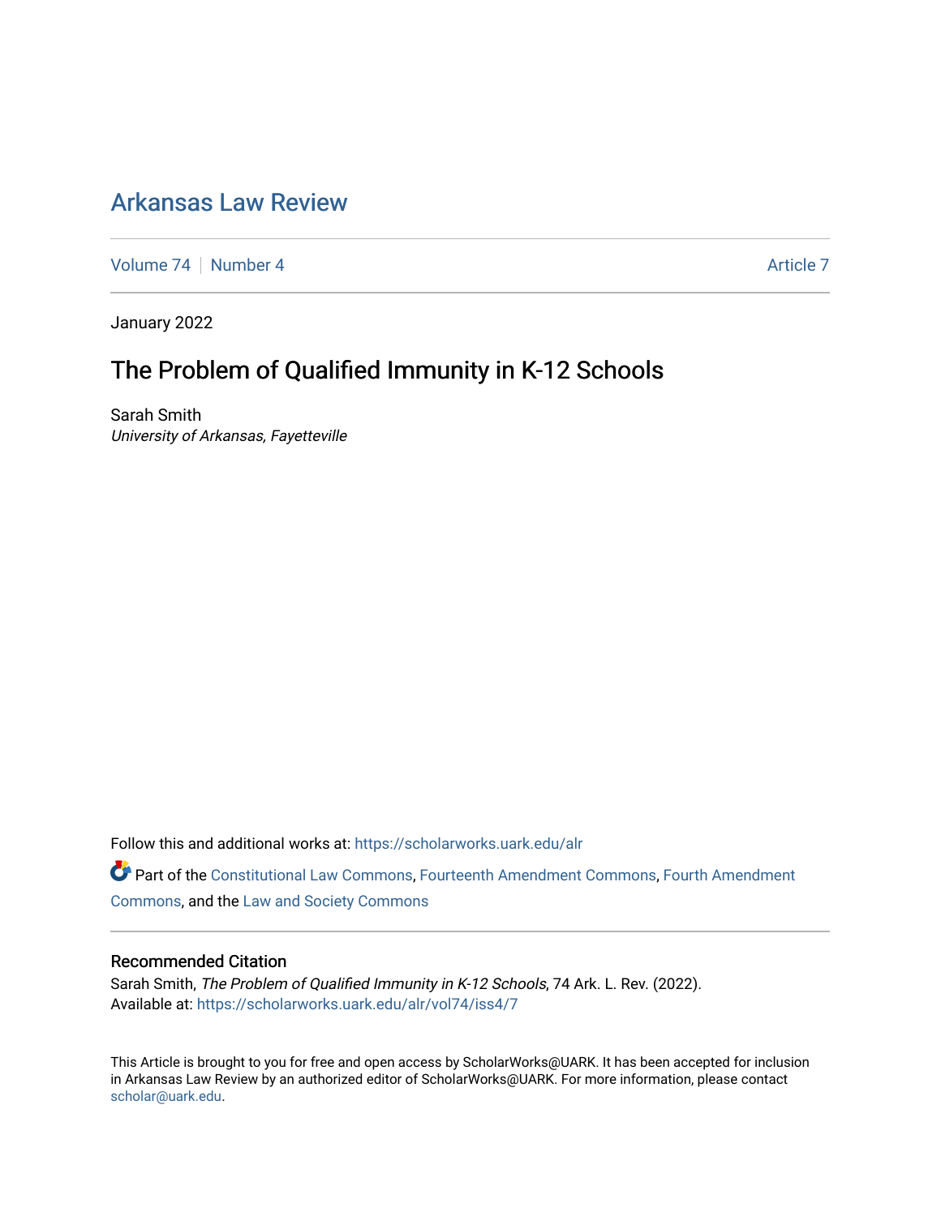# Arkansas Law Review

Volume 74 | Number 4 Article 7

January 2022

## The Problem of Qualified Immunity in K-12 Schools

Sarah Smith
*University of Arkansas, Fayetteville*

Follow this and additional works at: https://scholarworks.uark.edu/alr

Part of the Constitutional Law Commons, Fourteenth Amendment Commons, Fourth Amendment Commons, and the Law and Society Commons

### Recommended Citation

Sarah Smith, *The Problem of Qualified Immunity in K-12 Schools*, 74 Ark. L. Rev. (2022).
Available at: https://scholarworks.uark.edu/alr/vol74/iss4/7

This Article is brought to you for free and open access by ScholarWorks@UARK. It has been accepted for inclusion in Arkansas Law Review by an authorized editor of ScholarWorks@UARK. For more information, please contact scholar@uark.edu.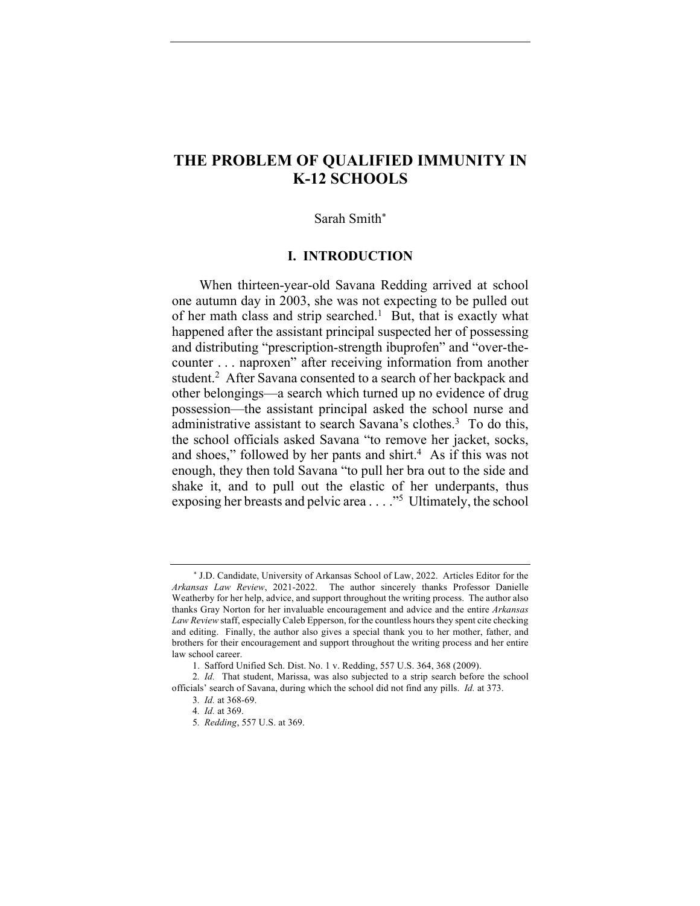# THE PROBLEM OF QUALIFIED IMMUNITY IN K-12 SCHOOLS

Sarah Smith[*]

## I. INTRODUCTION

When thirteen-year-old Savana Redding arrived at school one autumn day in 2003, she was not expecting to be pulled out of her math class and strip searched.[1] But, that is exactly what happened after the assistant principal suspected her of possessing and distributing "prescription-strength ibuprofen" and "over-the-counter . . . naproxen" after receiving information from another student.[2] After Savana consented to a search of her backpack and other belongings—a search which turned up no evidence of drug possession—the assistant principal asked the school nurse and administrative assistant to search Savana's clothes.[3] To do this, the school officials asked Savana "to remove her jacket, socks, and shoes," followed by her pants and shirt.[4] As if this was not enough, they then told Savana "to pull her bra out to the side and shake it, and to pull out the elastic of her underpants, thus exposing her breasts and pelvic area . . . ."[5] Ultimately, the school

---

[*] J.D. Candidate, University of Arkansas School of Law, 2022. Articles Editor for the *Arkansas Law Review*, 2021-2022. The author sincerely thanks Professor Danielle Weatherby for her help, advice, and support throughout the writing process. The author also thanks Gray Norton for her invaluable encouragement and advice and the entire *Arkansas Law Review* staff, especially Caleb Epperson, for the countless hours they spent cite checking and editing. Finally, the author also gives a special thank you to her mother, father, and brothers for their encouragement and support throughout the writing process and her entire law school career.

1. Safford Unified Sch. Dist. No. 1 v. Redding, 557 U.S. 364, 368 (2009).

2. *Id.* That student, Marissa, was also subjected to a strip search before the school officials' search of Savana, during which the school did not find any pills. *Id.* at 373.

3. *Id.* at 368-69.

4. *Id.* at 369.

5. *Redding*, 557 U.S. at 369.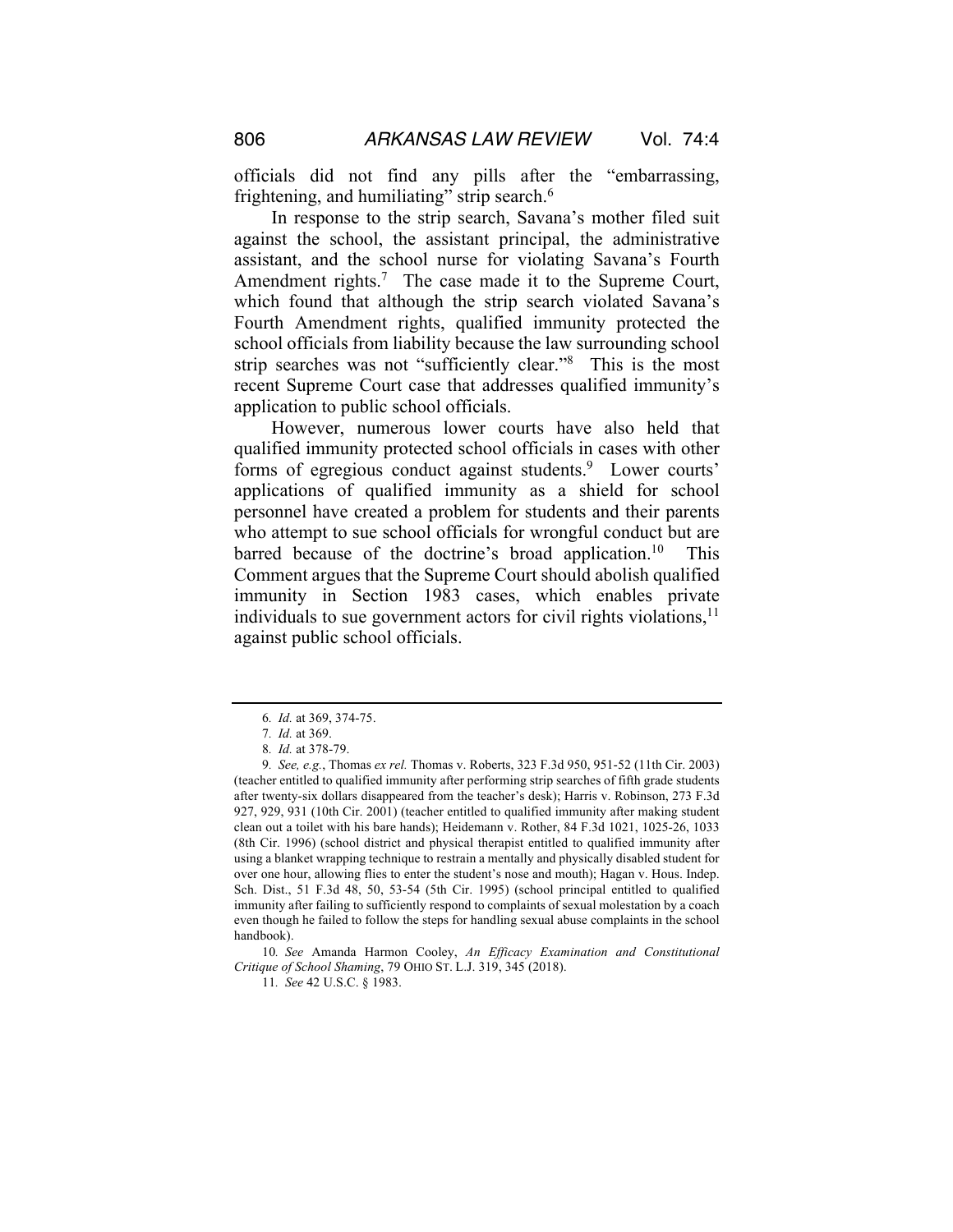officials did not find any pills after the "embarrassing, frightening, and humiliating" strip search.[6]

In response to the strip search, Savana's mother filed suit against the school, the assistant principal, the administrative assistant, and the school nurse for violating Savana's Fourth Amendment rights.[7] The case made it to the Supreme Court, which found that although the strip search violated Savana's Fourth Amendment rights, qualified immunity protected the school officials from liability because the law surrounding school strip searches was not "sufficiently clear."[8] This is the most recent Supreme Court case that addresses qualified immunity's application to public school officials.

However, numerous lower courts have also held that qualified immunity protected school officials in cases with other forms of egregious conduct against students.[9] Lower courts' applications of qualified immunity as a shield for school personnel have created a problem for students and their parents who attempt to sue school officials for wrongful conduct but are barred because of the doctrine's broad application.[10] This Comment argues that the Supreme Court should abolish qualified immunity in Section 1983 cases, which enables private individuals to sue government actors for civil rights violations,[11] against public school officials.

---

6. *Id.* at 369, 374-75.

7. *Id.* at 369.

8. *Id.* at 378-79.

9. *See, e.g.*, Thomas *ex rel.* Thomas v. Roberts, 323 F.3d 950, 951-52 (11th Cir. 2003) (teacher entitled to qualified immunity after performing strip searches of fifth grade students after twenty-six dollars disappeared from the teacher's desk); Harris v. Robinson, 273 F.3d 927, 929, 931 (10th Cir. 2001) (teacher entitled to qualified immunity after making student clean out a toilet with his bare hands); Heidemann v. Rother, 84 F.3d 1021, 1025-26, 1033 (8th Cir. 1996) (school district and physical therapist entitled to qualified immunity after using a blanket wrapping technique to restrain a mentally and physically disabled student for over one hour, allowing flies to enter the student's nose and mouth); Hagan v. Hous. Indep. Sch. Dist., 51 F.3d 48, 50, 53-54 (5th Cir. 1995) (school principal entitled to qualified immunity after failing to sufficiently respond to complaints of sexual molestation by a coach even though he failed to follow the steps for handling sexual abuse complaints in the school handbook).

10. *See* Amanda Harmon Cooley, *An Efficacy Examination and Constitutional Critique of School Shaming*, 79 OHIO ST. L.J. 319, 345 (2018).

11. *See* 42 U.S.C. § 1983.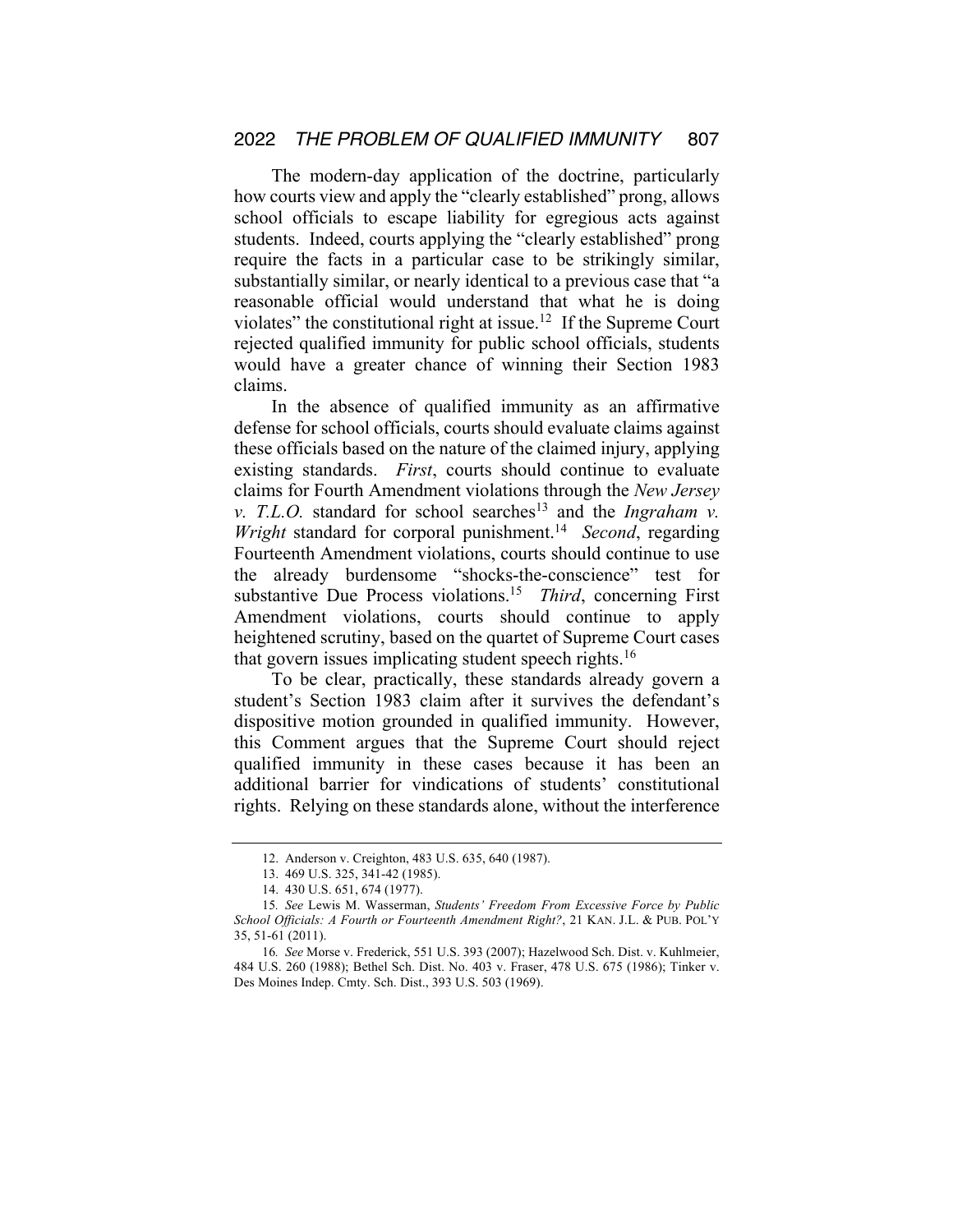The modern-day application of the doctrine, particularly how courts view and apply the "clearly established" prong, allows school officials to escape liability for egregious acts against students. Indeed, courts applying the "clearly established" prong require the facts in a particular case to be strikingly similar, substantially similar, or nearly identical to a previous case that "a reasonable official would understand that what he is doing violates" the constitutional right at issue.[12] If the Supreme Court rejected qualified immunity for public school officials, students would have a greater chance of winning their Section 1983 claims.

In the absence of qualified immunity as an affirmative defense for school officials, courts should evaluate claims against these officials based on the nature of the claimed injury, applying existing standards. *First*, courts should continue to evaluate claims for Fourth Amendment violations through the *New Jersey v. T.L.O.* standard for school searches[13] and the *Ingraham v. Wright* standard for corporal punishment.[14] *Second*, regarding Fourteenth Amendment violations, courts should continue to use the already burdensome "shocks-the-conscience" test for substantive Due Process violations.[15] *Third*, concerning First Amendment violations, courts should continue to apply heightened scrutiny, based on the quartet of Supreme Court cases that govern issues implicating student speech rights.[16]

To be clear, practically, these standards already govern a student's Section 1983 claim after it survives the defendant's dispositive motion grounded in qualified immunity. However, this Comment argues that the Supreme Court should reject qualified immunity in these cases because it has been an additional barrier for vindications of students' constitutional rights. Relying on these standards alone, without the interference

---

12. Anderson v. Creighton, 483 U.S. 635, 640 (1987).

13. 469 U.S. 325, 341-42 (1985).

14. 430 U.S. 651, 674 (1977).

15. *See* Lewis M. Wasserman, *Students' Freedom From Excessive Force by Public School Officials: A Fourth or Fourteenth Amendment Right?*, 21 KAN. J.L. & PUB. POL'Y 35, 51-61 (2011).

16. *See* Morse v. Frederick, 551 U.S. 393 (2007); Hazelwood Sch. Dist. v. Kuhlmeier, 484 U.S. 260 (1988); Bethel Sch. Dist. No. 403 v. Fraser, 478 U.S. 675 (1986); Tinker v. Des Moines Indep. Cmty. Sch. Dist., 393 U.S. 503 (1969).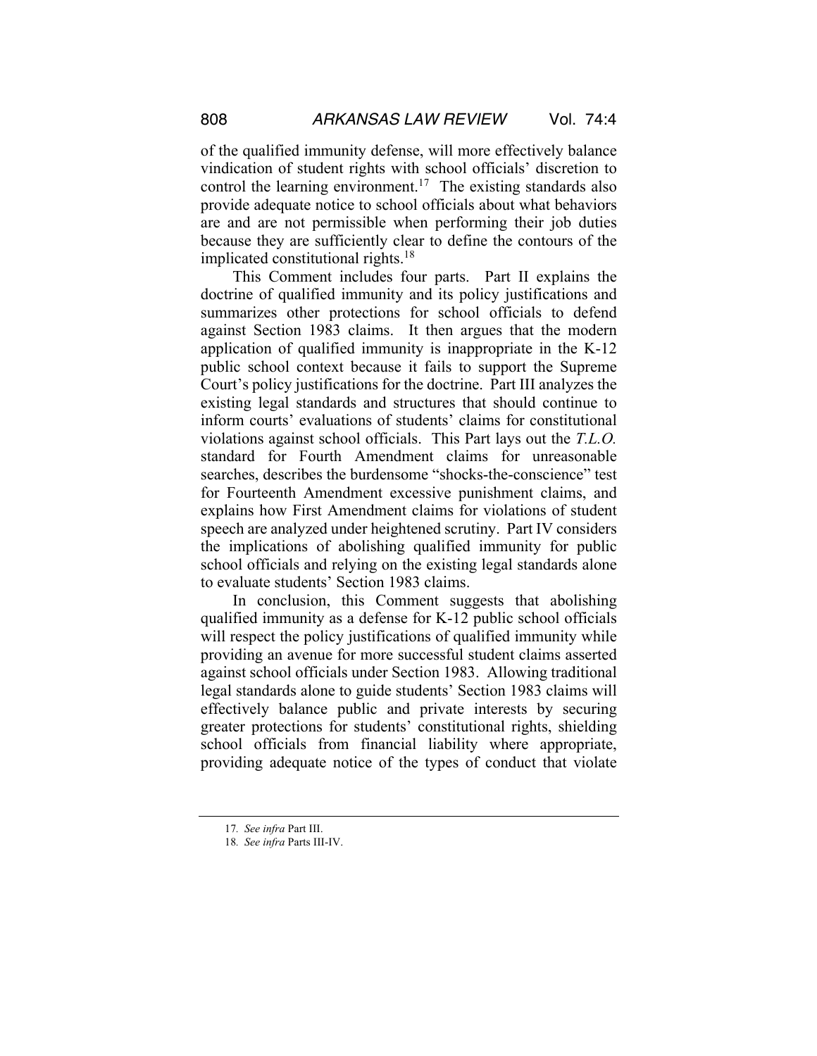of the qualified immunity defense, will more effectively balance vindication of student rights with school officials' discretion to control the learning environment.[17] The existing standards also provide adequate notice to school officials about what behaviors are and are not permissible when performing their job duties because they are sufficiently clear to define the contours of the implicated constitutional rights.[18]

This Comment includes four parts. Part II explains the doctrine of qualified immunity and its policy justifications and summarizes other protections for school officials to defend against Section 1983 claims. It then argues that the modern application of qualified immunity is inappropriate in the K-12 public school context because it fails to support the Supreme Court's policy justifications for the doctrine. Part III analyzes the existing legal standards and structures that should continue to inform courts' evaluations of students' claims for constitutional violations against school officials. This Part lays out the *T.L.O.* standard for Fourth Amendment claims for unreasonable searches, describes the burdensome "shocks-the-conscience" test for Fourteenth Amendment excessive punishment claims, and explains how First Amendment claims for violations of student speech are analyzed under heightened scrutiny. Part IV considers the implications of abolishing qualified immunity for public school officials and relying on the existing legal standards alone to evaluate students' Section 1983 claims.

In conclusion, this Comment suggests that abolishing qualified immunity as a defense for K-12 public school officials will respect the policy justifications of qualified immunity while providing an avenue for more successful student claims asserted against school officials under Section 1983. Allowing traditional legal standards alone to guide students' Section 1983 claims will effectively balance public and private interests by securing greater protections for students' constitutional rights, shielding school officials from financial liability where appropriate, providing adequate notice of the types of conduct that violate

---

17. *See infra* Part III.

18. *See infra* Parts III-IV.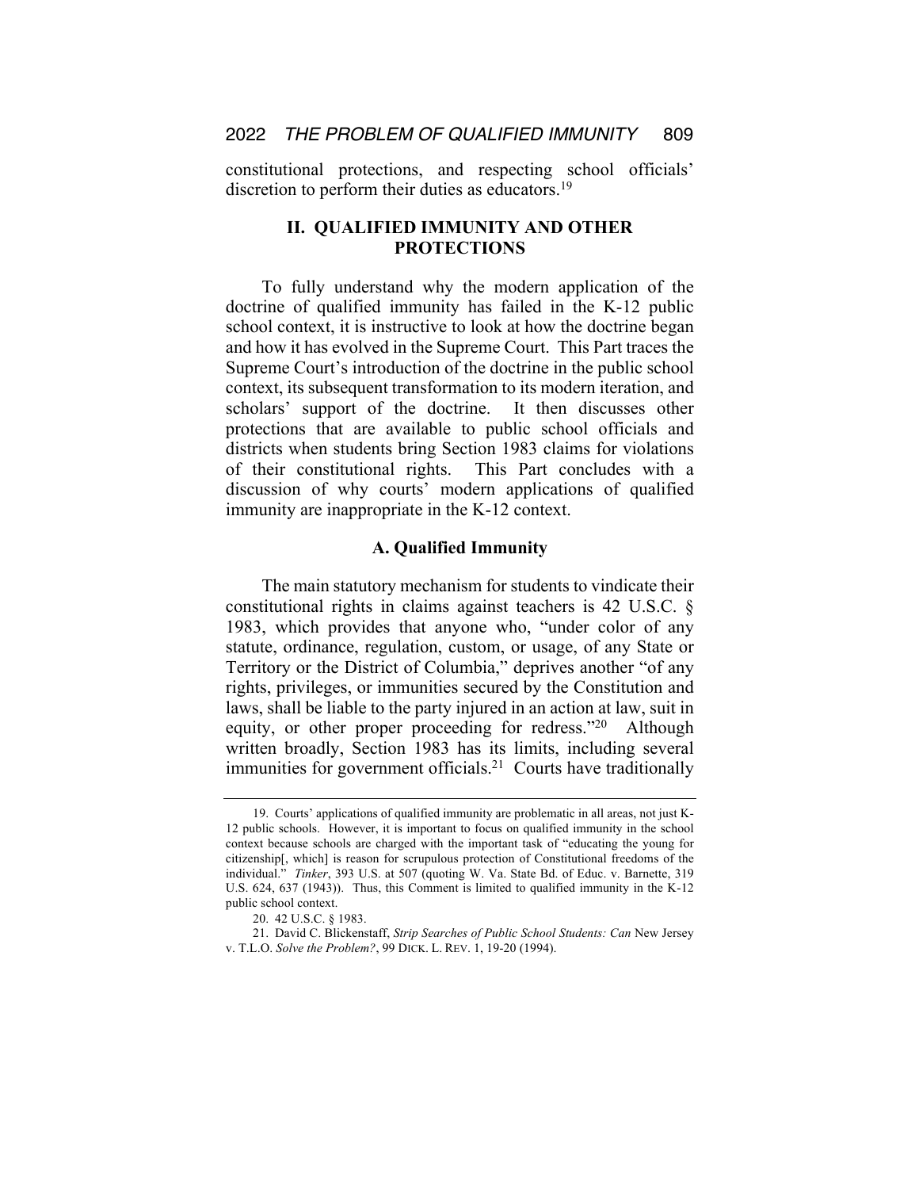constitutional protections, and respecting school officials' discretion to perform their duties as educators.[19]

## II. QUALIFIED IMMUNITY AND OTHER PROTECTIONS

To fully understand why the modern application of the doctrine of qualified immunity has failed in the K-12 public school context, it is instructive to look at how the doctrine began and how it has evolved in the Supreme Court. This Part traces the Supreme Court's introduction of the doctrine in the public school context, its subsequent transformation to its modern iteration, and scholars' support of the doctrine. It then discusses other protections that are available to public school officials and districts when students bring Section 1983 claims for violations of their constitutional rights. This Part concludes with a discussion of why courts' modern applications of qualified immunity are inappropriate in the K-12 context.

### A. Qualified Immunity

The main statutory mechanism for students to vindicate their constitutional rights in claims against teachers is 42 U.S.C. § 1983, which provides that anyone who, "under color of any statute, ordinance, regulation, custom, or usage, of any State or Territory or the District of Columbia," deprives another "of any rights, privileges, or immunities secured by the Constitution and laws, shall be liable to the party injured in an action at law, suit in equity, or other proper proceeding for redress."[20] Although written broadly, Section 1983 has its limits, including several immunities for government officials.[21] Courts have traditionally

---

19. Courts' applications of qualified immunity are problematic in all areas, not just K-12 public schools. However, it is important to focus on qualified immunity in the school context because schools are charged with the important task of "educating the young for citizenship[, which] is reason for scrupulous protection of Constitutional freedoms of the individual." *Tinker*, 393 U.S. at 507 (quoting W. Va. State Bd. of Educ. v. Barnette, 319 U.S. 624, 637 (1943)). Thus, this Comment is limited to qualified immunity in the K-12 public school context.

20. 42 U.S.C. § 1983.

21. David C. Blickenstaff, *Strip Searches of Public School Students: Can* New Jersey v. T.L.O. *Solve the Problem?*, 99 DICK. L. REV. 1, 19-20 (1994).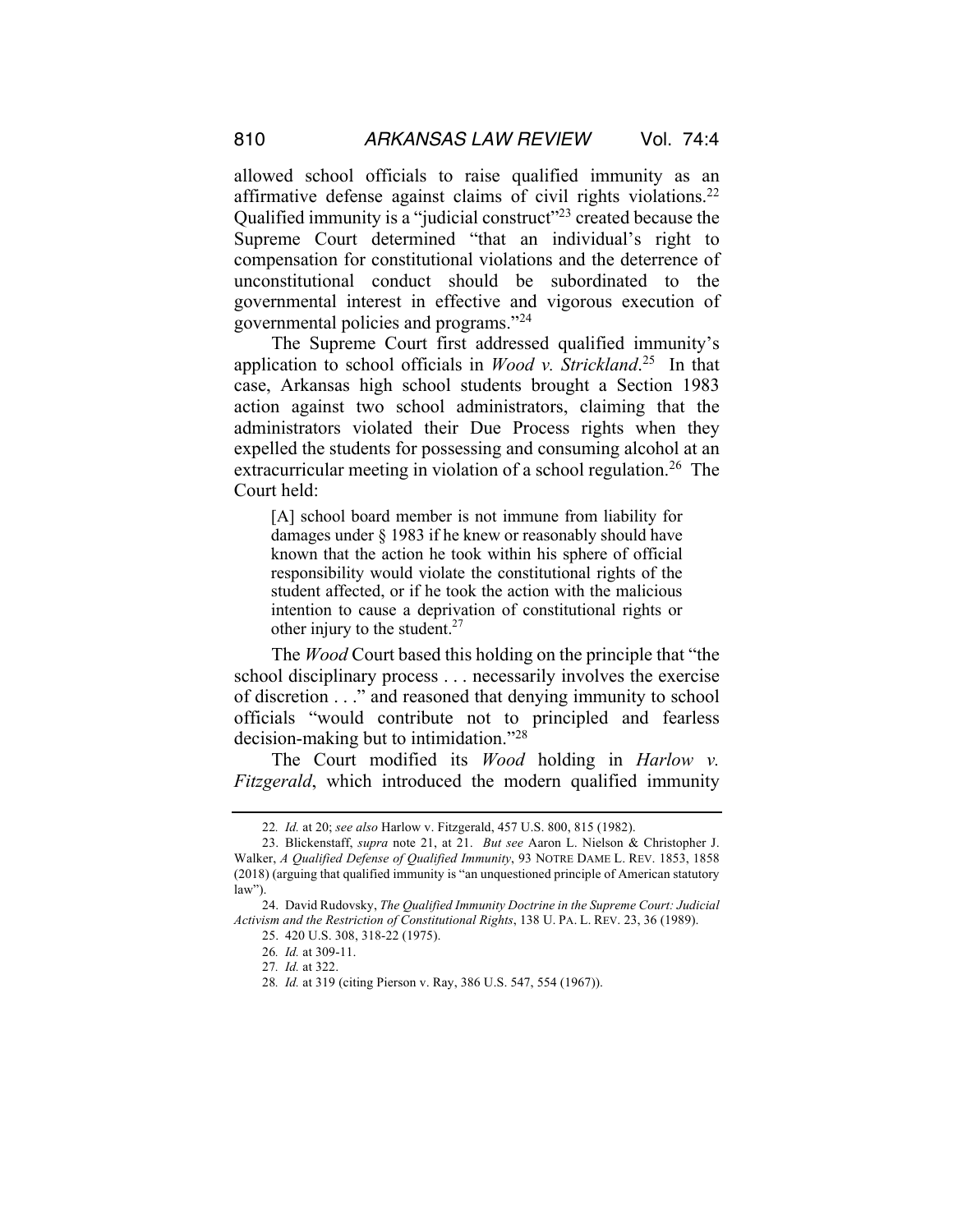allowed school officials to raise qualified immunity as an affirmative defense against claims of civil rights violations.[22] Qualified immunity is a "judicial construct"[23] created because the Supreme Court determined "that an individual's right to compensation for constitutional violations and the deterrence of unconstitutional conduct should be subordinated to the governmental interest in effective and vigorous execution of governmental policies and programs."[24]

The Supreme Court first addressed qualified immunity's application to school officials in *Wood v. Strickland*.[25] In that case, Arkansas high school students brought a Section 1983 action against two school administrators, claiming that the administrators violated their Due Process rights when they expelled the students for possessing and consuming alcohol at an extracurricular meeting in violation of a school regulation.[26] The Court held:

> [A] school board member is not immune from liability for damages under § 1983 if he knew or reasonably should have known that the action he took within his sphere of official responsibility would violate the constitutional rights of the student affected, or if he took the action with the malicious intention to cause a deprivation of constitutional rights or other injury to the student.[27]

The *Wood* Court based this holding on the principle that "the school disciplinary process . . . necessarily involves the exercise of discretion . . ." and reasoned that denying immunity to school officials "would contribute not to principled and fearless decision-making but to intimidation."[28]

The Court modified its *Wood* holding in *Harlow v. Fitzgerald*, which introduced the modern qualified immunity

---

22. *Id.* at 20; *see also* Harlow v. Fitzgerald, 457 U.S. 800, 815 (1982).

23. Blickenstaff, *supra* note 21, at 21. *But see* Aaron L. Nielson & Christopher J. Walker, *A Qualified Defense of Qualified Immunity*, 93 NOTRE DAME L. REV. 1853, 1858 (2018) (arguing that qualified immunity is "an unquestioned principle of American statutory law").

24. David Rudovsky, *The Qualified Immunity Doctrine in the Supreme Court: Judicial Activism and the Restriction of Constitutional Rights*, 138 U. PA. L. REV. 23, 36 (1989).

25. 420 U.S. 308, 318-22 (1975).

26. *Id.* at 309-11.

27. *Id.* at 322.

28. *Id.* at 319 (citing Pierson v. Ray, 386 U.S. 547, 554 (1967)).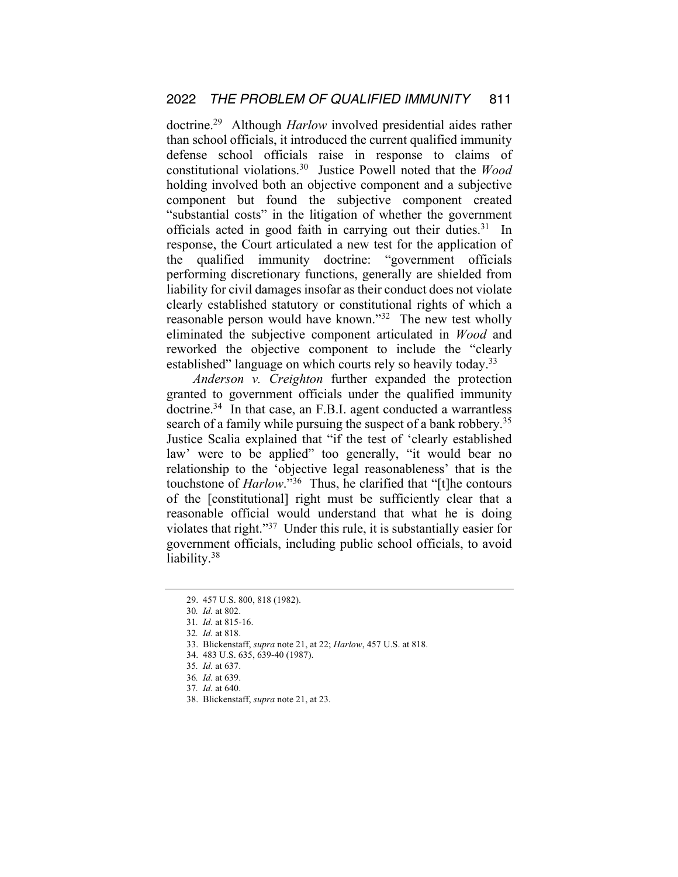doctrine.[29] Although *Harlow* involved presidential aides rather than school officials, it introduced the current qualified immunity defense school officials raise in response to claims of constitutional violations.[30] Justice Powell noted that the *Wood* holding involved both an objective component and a subjective component but found the subjective component created "substantial costs" in the litigation of whether the government officials acted in good faith in carrying out their duties.[31] In response, the Court articulated a new test for the application of the qualified immunity doctrine: "government officials performing discretionary functions, generally are shielded from liability for civil damages insofar as their conduct does not violate clearly established statutory or constitutional rights of which a reasonable person would have known."[32] The new test wholly eliminated the subjective component articulated in *Wood* and reworked the objective component to include the "clearly established" language on which courts rely so heavily today.[33]

*Anderson v. Creighton* further expanded the protection granted to government officials under the qualified immunity doctrine.[34] In that case, an F.B.I. agent conducted a warrantless search of a family while pursuing the suspect of a bank robbery.[35] Justice Scalia explained that "if the test of 'clearly established law' were to be applied" too generally, "it would bear no relationship to the 'objective legal reasonableness' that is the touchstone of *Harlow*."[36] Thus, he clarified that "[t]he contours of the [constitutional] right must be sufficiently clear that a reasonable official would understand that what he is doing violates that right."[37] Under this rule, it is substantially easier for government officials, including public school officials, to avoid liability.[38]

---

29. 457 U.S. 800, 818 (1982).
30. *Id.* at 802.
31. *Id.* at 815-16.
32. *Id.* at 818.
33. Blickenstaff, *supra* note 21, at 22; *Harlow*, 457 U.S. at 818.
34. 483 U.S. 635, 639-40 (1987).
35. *Id.* at 637.
36. *Id.* at 639.
37. *Id.* at 640.
38. Blickenstaff, *supra* note 21, at 23.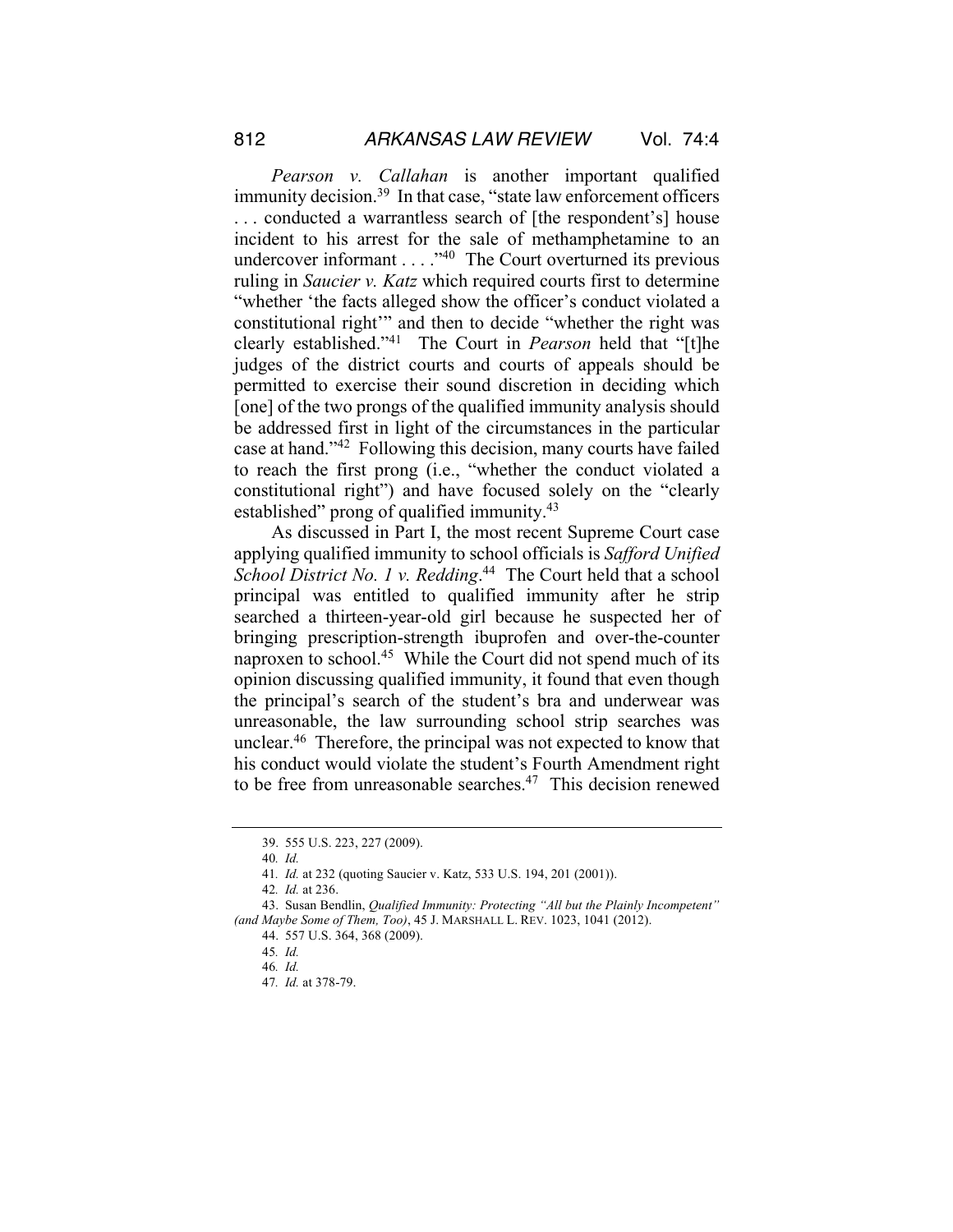*Pearson v. Callahan* is another important qualified immunity decision.[39] In that case, "state law enforcement officers . . . conducted a warrantless search of [the respondent's] house incident to his arrest for the sale of methamphetamine to an undercover informant . . . ."[40] The Court overturned its previous ruling in *Saucier v. Katz* which required courts first to determine "whether 'the facts alleged show the officer's conduct violated a constitutional right'" and then to decide "whether the right was clearly established."[41] The Court in *Pearson* held that "[t]he judges of the district courts and courts of appeals should be permitted to exercise their sound discretion in deciding which [one] of the two prongs of the qualified immunity analysis should be addressed first in light of the circumstances in the particular case at hand."[42] Following this decision, many courts have failed to reach the first prong (i.e., "whether the conduct violated a constitutional right") and have focused solely on the "clearly established" prong of qualified immunity.[43]

As discussed in Part I, the most recent Supreme Court case applying qualified immunity to school officials is *Safford Unified School District No. 1 v. Redding*.[44] The Court held that a school principal was entitled to qualified immunity after he strip searched a thirteen-year-old girl because he suspected her of bringing prescription-strength ibuprofen and over-the-counter naproxen to school.[45] While the Court did not spend much of its opinion discussing qualified immunity, it found that even though the principal's search of the student's bra and underwear was unreasonable, the law surrounding school strip searches was unclear.[46] Therefore, the principal was not expected to know that his conduct would violate the student's Fourth Amendment right to be free from unreasonable searches.[47] This decision renewed

---

39. 555 U.S. 223, 227 (2009).

40. *Id.*

41. *Id.* at 232 (quoting Saucier v. Katz, 533 U.S. 194, 201 (2001)).

42. *Id.* at 236.

43. Susan Bendlin, *Qualified Immunity: Protecting "All but the Plainly Incompetent" (and Maybe Some of Them, Too)*, 45 J. MARSHALL L. REV. 1023, 1041 (2012).

44. 557 U.S. 364, 368 (2009).

45. *Id.*

46. *Id.*

47. *Id.* at 378-79.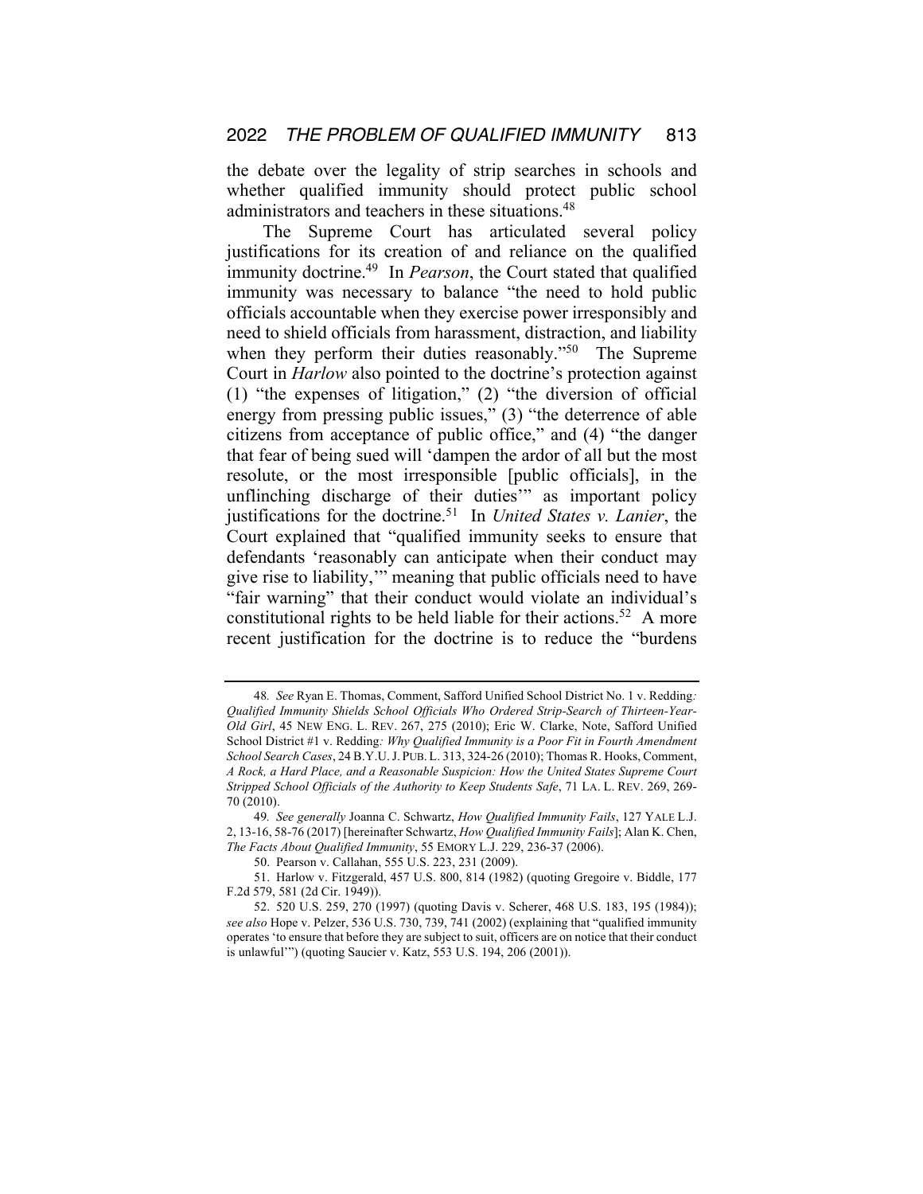the debate over the legality of strip searches in schools and whether qualified immunity should protect public school administrators and teachers in these situations.[48]

The Supreme Court has articulated several policy justifications for its creation of and reliance on the qualified immunity doctrine.[49] In *Pearson*, the Court stated that qualified immunity was necessary to balance "the need to hold public officials accountable when they exercise power irresponsibly and need to shield officials from harassment, distraction, and liability when they perform their duties reasonably."[50] The Supreme Court in *Harlow* also pointed to the doctrine's protection against (1) "the expenses of litigation," (2) "the diversion of official energy from pressing public issues," (3) "the deterrence of able citizens from acceptance of public office," and (4) "the danger that fear of being sued will 'dampen the ardor of all but the most resolute, or the most irresponsible [public officials], in the unflinching discharge of their duties'" as important policy justifications for the doctrine.[51] In *United States v. Lanier*, the Court explained that "qualified immunity seeks to ensure that defendants 'reasonably can anticipate when their conduct may give rise to liability,'" meaning that public officials need to have "fair warning" that their conduct would violate an individual's constitutional rights to be held liable for their actions.[52] A more recent justification for the doctrine is to reduce the "burdens

---

48. *See* Ryan E. Thomas, Comment, Safford Unified School District No. 1 v. Redding*: Qualified Immunity Shields School Officials Who Ordered Strip-Search of Thirteen-Year-Old Girl*, 45 NEW ENG. L. REV. 267, 275 (2010); Eric W. Clarke, Note, Safford Unified School District #1 v. Redding*: Why Qualified Immunity is a Poor Fit in Fourth Amendment School Search Cases*, 24 B.Y.U. J. PUB. L. 313, 324-26 (2010); Thomas R. Hooks, Comment, *A Rock, a Hard Place, and a Reasonable Suspicion: How the United States Supreme Court Stripped School Officials of the Authority to Keep Students Safe*, 71 LA. L. REV. 269, 269-70 (2010).

49. *See generally* Joanna C. Schwartz, *How Qualified Immunity Fails*, 127 YALE L.J. 2, 13-16, 58-76 (2017) [hereinafter Schwartz, *How Qualified Immunity Fails*]; Alan K. Chen, *The Facts About Qualified Immunity*, 55 EMORY L.J. 229, 236-37 (2006).

50. Pearson v. Callahan, 555 U.S. 223, 231 (2009).

51. Harlow v. Fitzgerald, 457 U.S. 800, 814 (1982) (quoting Gregoire v. Biddle, 177 F.2d 579, 581 (2d Cir. 1949)).

52. 520 U.S. 259, 270 (1997) (quoting Davis v. Scherer, 468 U.S. 183, 195 (1984)); *see also* Hope v. Pelzer, 536 U.S. 730, 739, 741 (2002) (explaining that "qualified immunity operates 'to ensure that before they are subject to suit, officers are on notice that their conduct is unlawful'") (quoting Saucier v. Katz, 553 U.S. 194, 206 (2001)).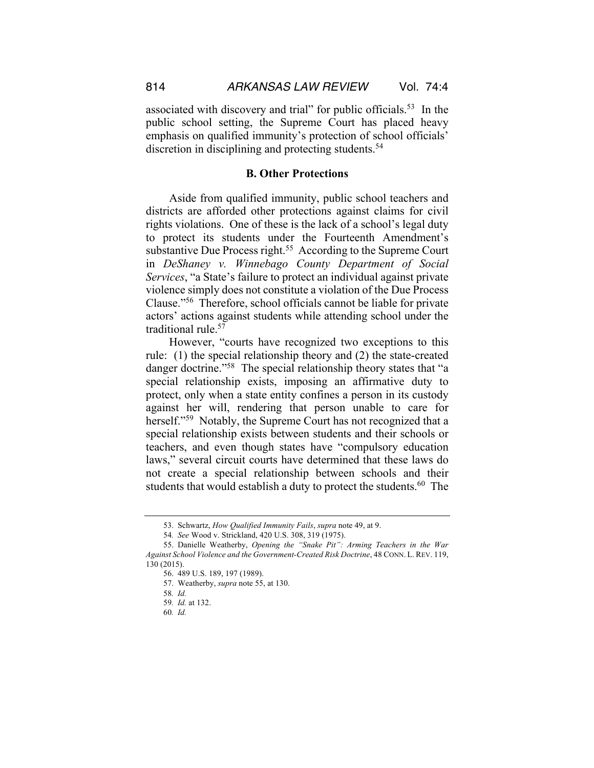associated with discovery and trial" for public officials.[53] In the public school setting, the Supreme Court has placed heavy emphasis on qualified immunity's protection of school officials' discretion in disciplining and protecting students.[54]

### B. Other Protections

Aside from qualified immunity, public school teachers and districts are afforded other protections against claims for civil rights violations. One of these is the lack of a school's legal duty to protect its students under the Fourteenth Amendment's substantive Due Process right.[55] According to the Supreme Court in *DeShaney v. Winnebago County Department of Social Services*, "a State's failure to protect an individual against private violence simply does not constitute a violation of the Due Process Clause."[56] Therefore, school officials cannot be liable for private actors' actions against students while attending school under the traditional rule.[57]

However, "courts have recognized two exceptions to this rule: (1) the special relationship theory and (2) the state-created danger doctrine."[58] The special relationship theory states that "a special relationship exists, imposing an affirmative duty to protect, only when a state entity confines a person in its custody against her will, rendering that person unable to care for herself."[59] Notably, the Supreme Court has not recognized that a special relationship exists between students and their schools or teachers, and even though states have "compulsory education laws," several circuit courts have determined that these laws do not create a special relationship between schools and their students that would establish a duty to protect the students.[60] The

---

53. Schwartz, *How Qualified Immunity Fails*, *supra* note 49, at 9.

54. *See* Wood v. Strickland, 420 U.S. 308, 319 (1975).

55. Danielle Weatherby, *Opening the "Snake Pit": Arming Teachers in the War Against School Violence and the Government-Created Risk Doctrine*, 48 CONN. L. REV. 119, 130 (2015).

56. 489 U.S. 189, 197 (1989).

57. Weatherby, *supra* note 55, at 130.

58. *Id.*

59. *Id.* at 132.

60. *Id.*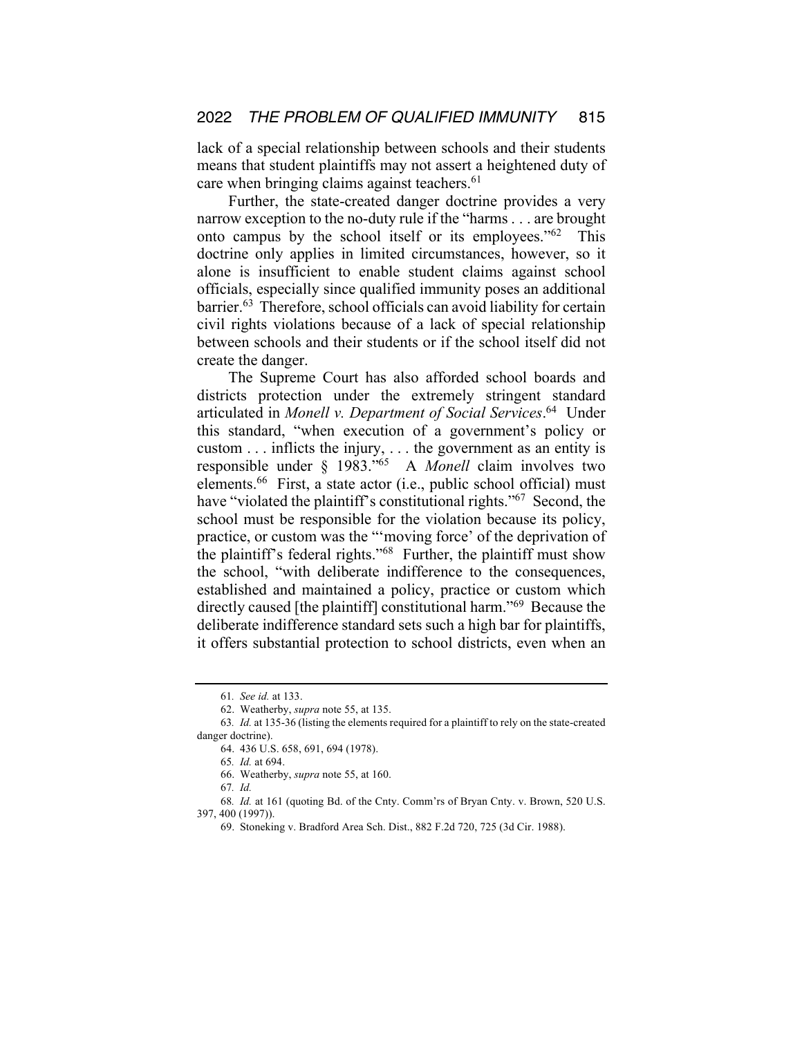lack of a special relationship between schools and their students means that student plaintiffs may not assert a heightened duty of care when bringing claims against teachers.[61]

Further, the state-created danger doctrine provides a very narrow exception to the no-duty rule if the "harms . . . are brought onto campus by the school itself or its employees."[62] This doctrine only applies in limited circumstances, however, so it alone is insufficient to enable student claims against school officials, especially since qualified immunity poses an additional barrier.[63] Therefore, school officials can avoid liability for certain civil rights violations because of a lack of special relationship between schools and their students or if the school itself did not create the danger.

The Supreme Court has also afforded school boards and districts protection under the extremely stringent standard articulated in *Monell v. Department of Social Services*.[64] Under this standard, "when execution of a government's policy or custom . . . inflicts the injury, . . . the government as an entity is responsible under § 1983."[65] A *Monell* claim involves two elements.[66] First, a state actor (i.e., public school official) must have "violated the plaintiff's constitutional rights."[67] Second, the school must be responsible for the violation because its policy, practice, or custom was the "'moving force' of the deprivation of the plaintiff's federal rights."[68] Further, the plaintiff must show the school, "with deliberate indifference to the consequences, established and maintained a policy, practice or custom which directly caused [the plaintiff] constitutional harm."[69] Because the deliberate indifference standard sets such a high bar for plaintiffs, it offers substantial protection to school districts, even when an

---

61. *See id.* at 133.

62. Weatherby, *supra* note 55, at 135.

63. *Id.* at 135-36 (listing the elements required for a plaintiff to rely on the state-created danger doctrine).

64. 436 U.S. 658, 691, 694 (1978).

65. *Id.* at 694.

66. Weatherby, *supra* note 55, at 160.

67. *Id.*

68. *Id.* at 161 (quoting Bd. of the Cnty. Comm'rs of Bryan Cnty. v. Brown, 520 U.S. 397, 400 (1997)).

69. Stoneking v. Bradford Area Sch. Dist., 882 F.2d 720, 725 (3d Cir. 1988).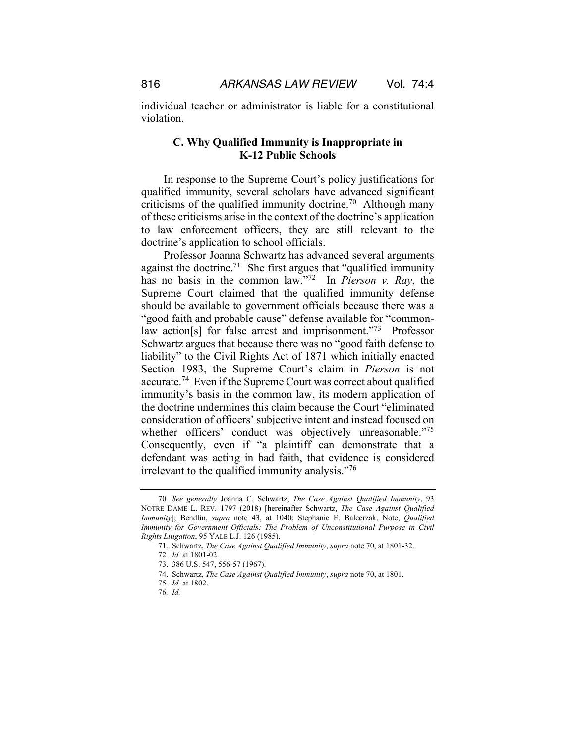individual teacher or administrator is liable for a constitutional violation.

### C. Why Qualified Immunity is Inappropriate in K-12 Public Schools

In response to the Supreme Court's policy justifications for qualified immunity, several scholars have advanced significant criticisms of the qualified immunity doctrine.[70] Although many of these criticisms arise in the context of the doctrine's application to law enforcement officers, they are still relevant to the doctrine's application to school officials.

Professor Joanna Schwartz has advanced several arguments against the doctrine.[71] She first argues that "qualified immunity has no basis in the common law."[72] In *Pierson v. Ray*, the Supreme Court claimed that the qualified immunity defense should be available to government officials because there was a "good faith and probable cause" defense available for "common-law action[s] for false arrest and imprisonment."[73] Professor Schwartz argues that because there was no "good faith defense to liability" to the Civil Rights Act of 1871 which initially enacted Section 1983, the Supreme Court's claim in *Pierson* is not accurate.[74] Even if the Supreme Court was correct about qualified immunity's basis in the common law, its modern application of the doctrine undermines this claim because the Court "eliminated consideration of officers' subjective intent and instead focused on whether officers' conduct was objectively unreasonable."[75] Consequently, even if "a plaintiff can demonstrate that a defendant was acting in bad faith, that evidence is considered irrelevant to the qualified immunity analysis."[76]

---

70. *See generally* Joanna C. Schwartz, *The Case Against Qualified Immunity*, 93 NOTRE DAME L. REV. 1797 (2018) [hereinafter Schwartz, *The Case Against Qualified Immunity*]; Bendlin, *supra* note 43, at 1040; Stephanie E. Balcerzak, Note, *Qualified Immunity for Government Officials: The Problem of Unconstitutional Purpose in Civil Rights Litigation*, 95 YALE L.J. 126 (1985).

71. Schwartz, *The Case Against Qualified Immunity*, *supra* note 70, at 1801-32.

72. *Id.* at 1801-02.

73. 386 U.S. 547, 556-57 (1967).

74. Schwartz, *The Case Against Qualified Immunity*, *supra* note 70, at 1801.

75. *Id.* at 1802.

76. *Id.*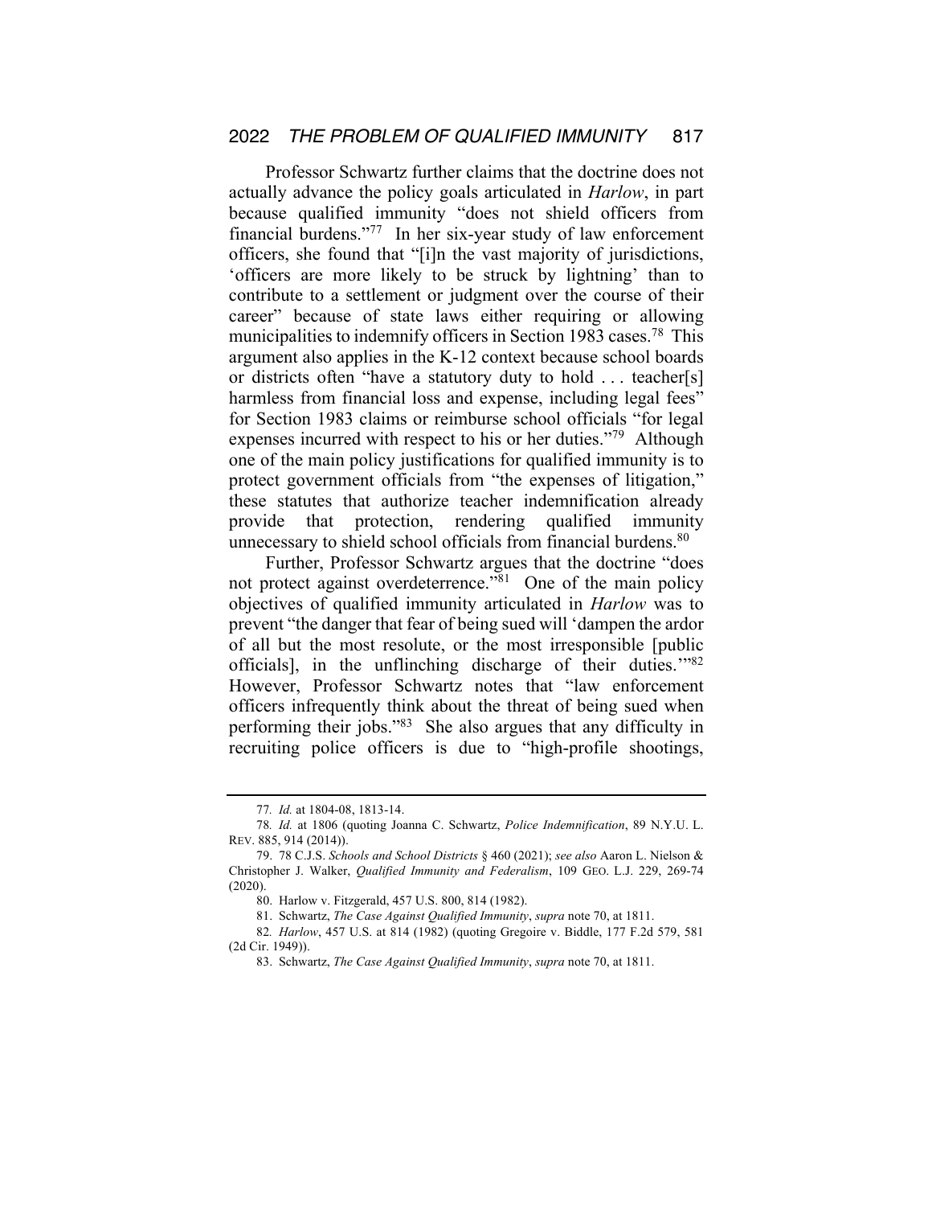Professor Schwartz further claims that the doctrine does not actually advance the policy goals articulated in *Harlow*, in part because qualified immunity "does not shield officers from financial burdens."[77] In her six-year study of law enforcement officers, she found that "[i]n the vast majority of jurisdictions, 'officers are more likely to be struck by lightning' than to contribute to a settlement or judgment over the course of their career" because of state laws either requiring or allowing municipalities to indemnify officers in Section 1983 cases.[78] This argument also applies in the K-12 context because school boards or districts often "have a statutory duty to hold . . . teacher[s] harmless from financial loss and expense, including legal fees" for Section 1983 claims or reimburse school officials "for legal expenses incurred with respect to his or her duties."[79] Although one of the main policy justifications for qualified immunity is to protect government officials from "the expenses of litigation," these statutes that authorize teacher indemnification already provide that protection, rendering qualified immunity unnecessary to shield school officials from financial burdens.[80]

Further, Professor Schwartz argues that the doctrine "does not protect against overdeterrence."[81] One of the main policy objectives of qualified immunity articulated in *Harlow* was to prevent "the danger that fear of being sued will 'dampen the ardor of all but the most resolute, or the most irresponsible [public officials], in the unflinching discharge of their duties.'"[82] However, Professor Schwartz notes that "law enforcement officers infrequently think about the threat of being sued when performing their jobs."[83] She also argues that any difficulty in recruiting police officers is due to "high-profile shootings,

---

77. *Id.* at 1804-08, 1813-14.

78. *Id.* at 1806 (quoting Joanna C. Schwartz, *Police Indemnification*, 89 N.Y.U. L. REV. 885, 914 (2014)).

79. 78 C.J.S. *Schools and School Districts* § 460 (2021); *see also* Aaron L. Nielson & Christopher J. Walker, *Qualified Immunity and Federalism*, 109 GEO. L.J. 229, 269-74 (2020).

80. Harlow v. Fitzgerald, 457 U.S. 800, 814 (1982).

81. Schwartz, *The Case Against Qualified Immunity*, *supra* note 70, at 1811.

82. *Harlow*, 457 U.S. at 814 (1982) (quoting Gregoire v. Biddle, 177 F.2d 579, 581 (2d Cir. 1949)).

83. Schwartz, *The Case Against Qualified Immunity*, *supra* note 70, at 1811.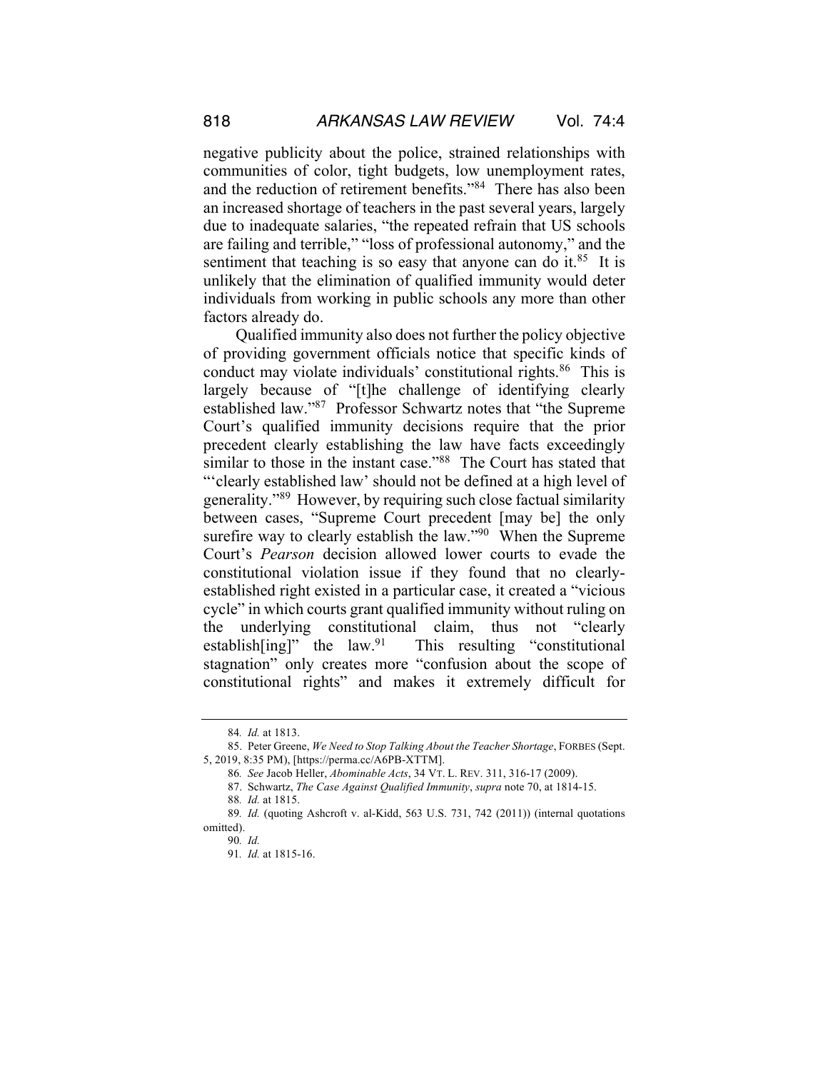negative publicity about the police, strained relationships with communities of color, tight budgets, low unemployment rates, and the reduction of retirement benefits."[84] There has also been an increased shortage of teachers in the past several years, largely due to inadequate salaries, "the repeated refrain that US schools are failing and terrible," "loss of professional autonomy," and the sentiment that teaching is so easy that anyone can do it.[85] It is unlikely that the elimination of qualified immunity would deter individuals from working in public schools any more than other factors already do.

Qualified immunity also does not further the policy objective of providing government officials notice that specific kinds of conduct may violate individuals' constitutional rights.[86] This is largely because of "[t]he challenge of identifying clearly established law."[87] Professor Schwartz notes that "the Supreme Court's qualified immunity decisions require that the prior precedent clearly establishing the law have facts exceedingly similar to those in the instant case."[88] The Court has stated that "'clearly established law' should not be defined at a high level of generality."[89] However, by requiring such close factual similarity between cases, "Supreme Court precedent [may be] the only surefire way to clearly establish the law."[90] When the Supreme Court's *Pearson* decision allowed lower courts to evade the constitutional violation issue if they found that no clearly-established right existed in a particular case, it created a "vicious cycle" in which courts grant qualified immunity without ruling on the underlying constitutional claim, thus not "clearly establish[ing]" the law.[91] This resulting "constitutional stagnation" only creates more "confusion about the scope of constitutional rights" and makes it extremely difficult for

---

84. *Id.* at 1813.

85. Peter Greene, *We Need to Stop Talking About the Teacher Shortage*, FORBES (Sept. 5, 2019, 8:35 PM), [https://perma.cc/A6PB-XTTM].

86. *See* Jacob Heller, *Abominable Acts*, 34 VT. L. REV. 311, 316-17 (2009).

87. Schwartz, *The Case Against Qualified Immunity*, *supra* note 70, at 1814-15.

88. *Id.* at 1815.

89. *Id.* (quoting Ashcroft v. al-Kidd, 563 U.S. 731, 742 (2011)) (internal quotations omitted).

90. *Id.*

91. *Id.* at 1815-16.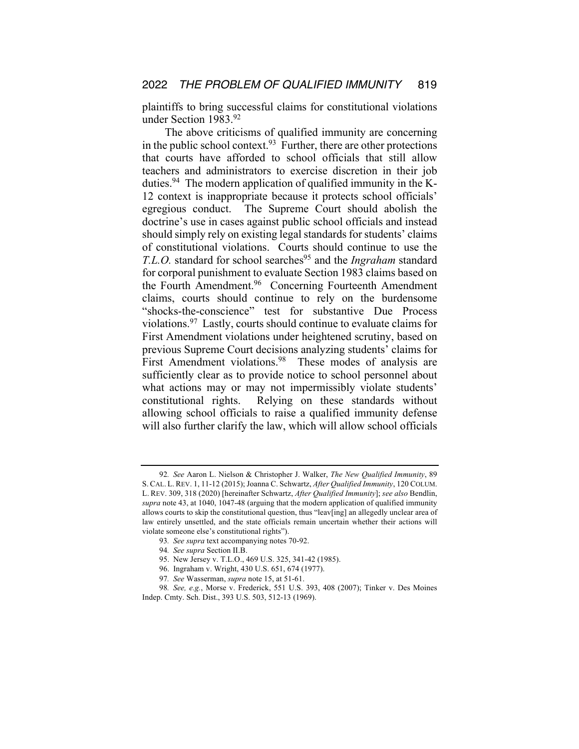plaintiffs to bring successful claims for constitutional violations under Section 1983.[92]

The above criticisms of qualified immunity are concerning in the public school context.[93] Further, there are other protections that courts have afforded to school officials that still allow teachers and administrators to exercise discretion in their job duties.[94] The modern application of qualified immunity in the K-12 context is inappropriate because it protects school officials' egregious conduct. The Supreme Court should abolish the doctrine's use in cases against public school officials and instead should simply rely on existing legal standards for students' claims of constitutional violations. Courts should continue to use the *T.L.O.* standard for school searches[95] and the *Ingraham* standard for corporal punishment to evaluate Section 1983 claims based on the Fourth Amendment.[96] Concerning Fourteenth Amendment claims, courts should continue to rely on the burdensome "shocks-the-conscience" test for substantive Due Process violations.[97] Lastly, courts should continue to evaluate claims for First Amendment violations under heightened scrutiny, based on previous Supreme Court decisions analyzing students' claims for First Amendment violations.[98] These modes of analysis are sufficiently clear as to provide notice to school personnel about what actions may or may not impermissibly violate students' constitutional rights. Relying on these standards without allowing school officials to raise a qualified immunity defense will also further clarify the law, which will allow school officials

---

92. *See* Aaron L. Nielson & Christopher J. Walker, *The New Qualified Immunity*, 89 S. CAL. L. REV. 1, 11-12 (2015); Joanna C. Schwartz, *After Qualified Immunity*, 120 COLUM. L. REV. 309, 318 (2020) [hereinafter Schwartz, *After Qualified Immunity*]; *see also* Bendlin, *supra* note 43, at 1040, 1047-48 (arguing that the modern application of qualified immunity allows courts to skip the constitutional question, thus "leav[ing] an allegedly unclear area of law entirely unsettled, and the state officials remain uncertain whether their actions will violate someone else's constitutional rights").

93. *See supra* text accompanying notes 70-92.

94. *See supra* Section II.B.

95. New Jersey v. T.L.O., 469 U.S. 325, 341-42 (1985).

96. Ingraham v. Wright, 430 U.S. 651, 674 (1977).

97. *See* Wasserman, *supra* note 15, at 51-61.

98. *See, e.g.*, Morse v. Frederick, 551 U.S. 393, 408 (2007); Tinker v. Des Moines Indep. Cmty. Sch. Dist., 393 U.S. 503, 512-13 (1969).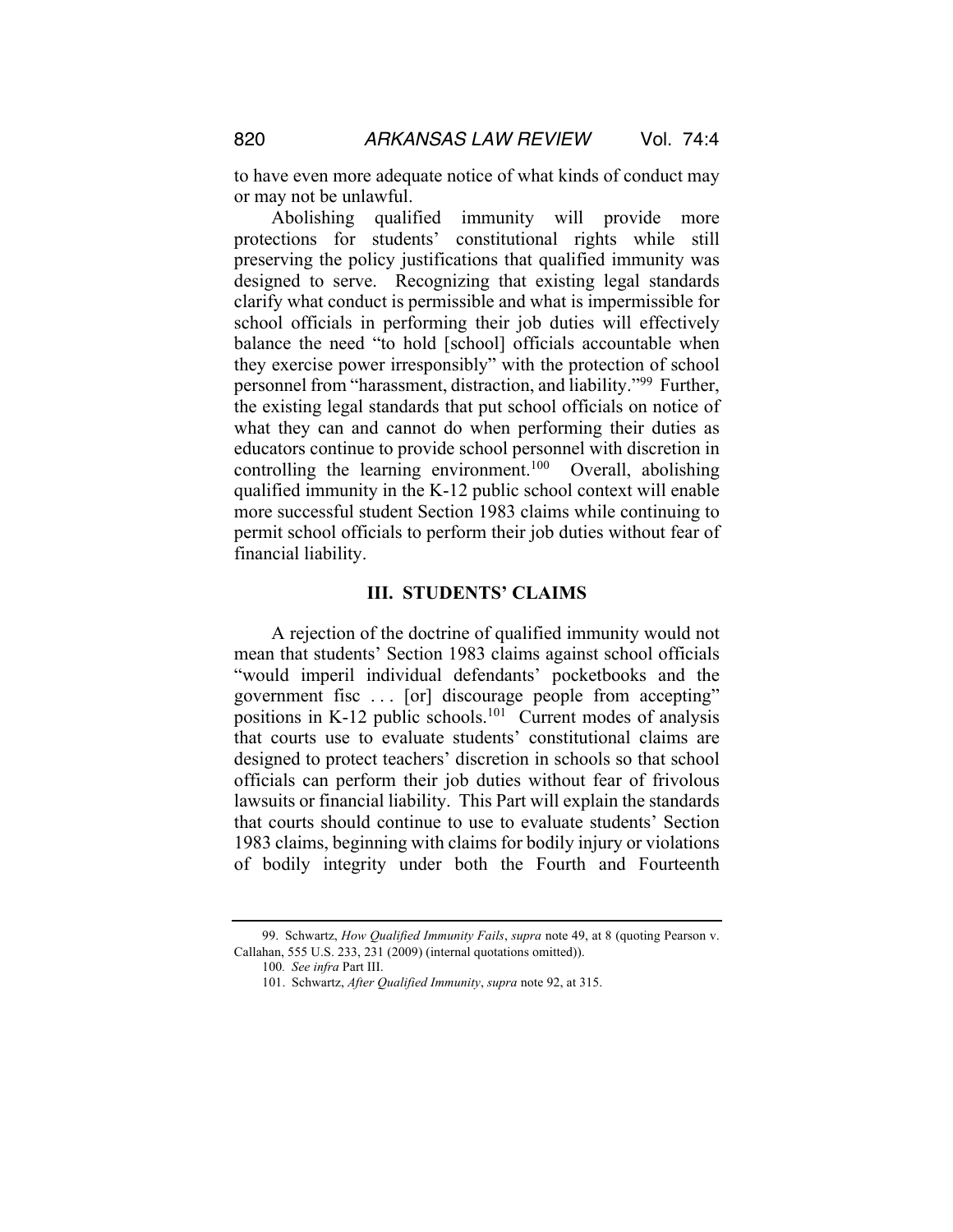to have even more adequate notice of what kinds of conduct may or may not be unlawful.

Abolishing qualified immunity will provide more protections for students' constitutional rights while still preserving the policy justifications that qualified immunity was designed to serve. Recognizing that existing legal standards clarify what conduct is permissible and what is impermissible for school officials in performing their job duties will effectively balance the need "to hold [school] officials accountable when they exercise power irresponsibly" with the protection of school personnel from "harassment, distraction, and liability."[99] Further, the existing legal standards that put school officials on notice of what they can and cannot do when performing their duties as educators continue to provide school personnel with discretion in controlling the learning environment.[100] Overall, abolishing qualified immunity in the K-12 public school context will enable more successful student Section 1983 claims while continuing to permit school officials to perform their job duties without fear of financial liability.

## III. STUDENTS' CLAIMS

A rejection of the doctrine of qualified immunity would not mean that students' Section 1983 claims against school officials "would imperil individual defendants' pocketbooks and the government fisc . . . [or] discourage people from accepting" positions in K-12 public schools.[101] Current modes of analysis that courts use to evaluate students' constitutional claims are designed to protect teachers' discretion in schools so that school officials can perform their job duties without fear of frivolous lawsuits or financial liability. This Part will explain the standards that courts should continue to use to evaluate students' Section 1983 claims, beginning with claims for bodily injury or violations of bodily integrity under both the Fourth and Fourteenth

---

99. Schwartz, *How Qualified Immunity Fails*, *supra* note 49, at 8 (quoting Pearson v. Callahan, 555 U.S. 233, 231 (2009) (internal quotations omitted)).

100. *See infra* Part III.

101. Schwartz, *After Qualified Immunity*, *supra* note 92, at 315.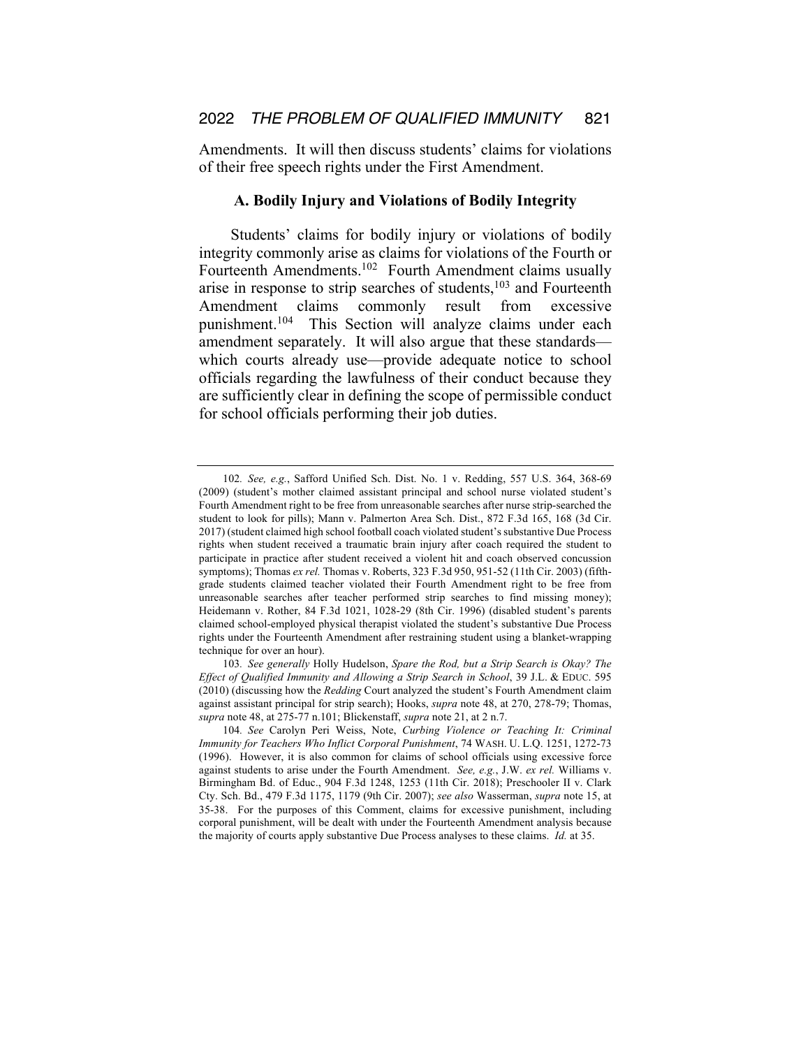Amendments. It will then discuss students' claims for violations of their free speech rights under the First Amendment.

### A. Bodily Injury and Violations of Bodily Integrity

Students' claims for bodily injury or violations of bodily integrity commonly arise as claims for violations of the Fourth or Fourteenth Amendments.[102] Fourth Amendment claims usually arise in response to strip searches of students,[103] and Fourteenth Amendment claims commonly result from excessive punishment.[104] This Section will analyze claims under each amendment separately. It will also argue that these standards—which courts already use—provide adequate notice to school officials regarding the lawfulness of their conduct because they are sufficiently clear in defining the scope of permissible conduct for school officials performing their job duties.

---

102. *See, e.g.*, Safford Unified Sch. Dist. No. 1 v. Redding, 557 U.S. 364, 368-69 (2009) (student's mother claimed assistant principal and school nurse violated student's Fourth Amendment right to be free from unreasonable searches after nurse strip-searched the student to look for pills); Mann v. Palmerton Area Sch. Dist., 872 F.3d 165, 168 (3d Cir. 2017) (student claimed high school football coach violated student's substantive Due Process rights when student received a traumatic brain injury after coach required the student to participate in practice after student received a violent hit and coach observed concussion symptoms); Thomas *ex rel.* Thomas v. Roberts, 323 F.3d 950, 951-52 (11th Cir. 2003) (fifth-grade students claimed teacher violated their Fourth Amendment right to be free from unreasonable searches after teacher performed strip searches to find missing money); Heidemann v. Rother, 84 F.3d 1021, 1028-29 (8th Cir. 1996) (disabled student's parents claimed school-employed physical therapist violated the student's substantive Due Process rights under the Fourteenth Amendment after restraining student using a blanket-wrapping technique for over an hour).

103. *See generally* Holly Hudelson, *Spare the Rod, but a Strip Search is Okay? The Effect of Qualified Immunity and Allowing a Strip Search in School*, 39 J.L. & EDUC. 595 (2010) (discussing how the *Redding* Court analyzed the student's Fourth Amendment claim against assistant principal for strip search); Hooks, *supra* note 48, at 270, 278-79; Thomas, *supra* note 48, at 275-77 n.101; Blickenstaff, *supra* note 21, at 2 n.7.

104. *See* Carolyn Peri Weiss, Note, *Curbing Violence or Teaching It: Criminal Immunity for Teachers Who Inflict Corporal Punishment*, 74 WASH. U. L.Q. 1251, 1272-73 (1996). However, it is also common for claims of school officials using excessive force against students to arise under the Fourth Amendment. *See, e.g.*, J.W. *ex rel.* Williams v. Birmingham Bd. of Educ., 904 F.3d 1248, 1253 (11th Cir. 2018); Preschooler II v. Clark Cty. Sch. Bd., 479 F.3d 1175, 1179 (9th Cir. 2007); *see also* Wasserman, *supra* note 15, at 35-38. For the purposes of this Comment, claims for excessive punishment, including corporal punishment, will be dealt with under the Fourteenth Amendment analysis because the majority of courts apply substantive Due Process analyses to these claims. *Id.* at 35.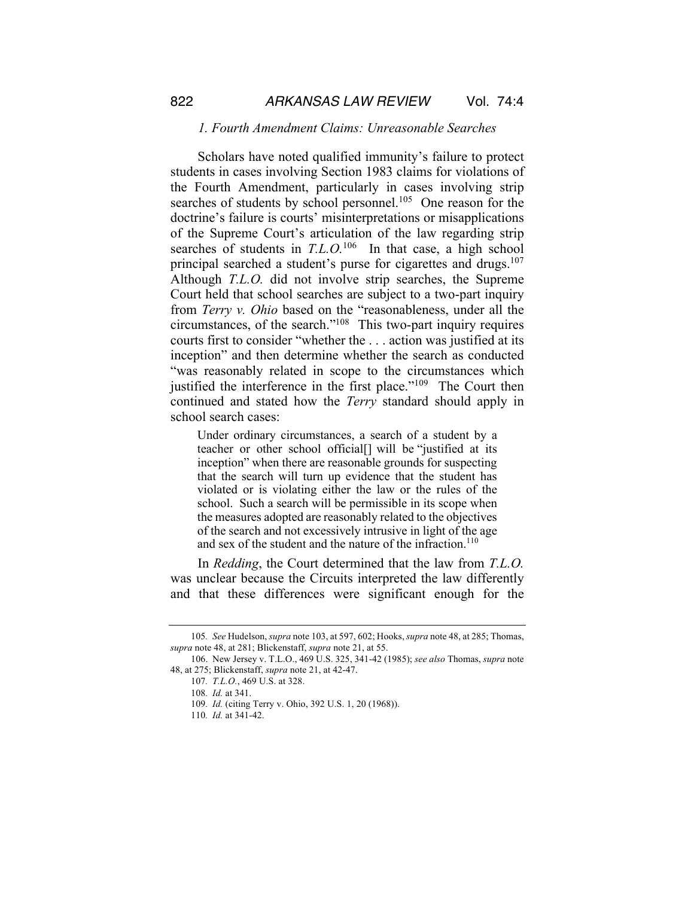### *1. Fourth Amendment Claims: Unreasonable Searches*

Scholars have noted qualified immunity's failure to protect students in cases involving Section 1983 claims for violations of the Fourth Amendment, particularly in cases involving strip searches of students by school personnel.[105] One reason for the doctrine's failure is courts' misinterpretations or misapplications of the Supreme Court's articulation of the law regarding strip searches of students in *T.L.O.*[106] In that case, a high school principal searched a student's purse for cigarettes and drugs.[107] Although *T.L.O.* did not involve strip searches, the Supreme Court held that school searches are subject to a two-part inquiry from *Terry v. Ohio* based on the "reasonableness, under all the circumstances, of the search."[108] This two-part inquiry requires courts first to consider "whether the . . . action was justified at its inception" and then determine whether the search as conducted "was reasonably related in scope to the circumstances which justified the interference in the first place."[109] The Court then continued and stated how the *Terry* standard should apply in school search cases:

> Under ordinary circumstances, a search of a student by a teacher or other school official[] will be "justified at its inception" when there are reasonable grounds for suspecting that the search will turn up evidence that the student has violated or is violating either the law or the rules of the school. Such a search will be permissible in its scope when the measures adopted are reasonably related to the objectives of the search and not excessively intrusive in light of the age and sex of the student and the nature of the infraction.[110]

In *Redding*, the Court determined that the law from *T.L.O.* was unclear because the Circuits interpreted the law differently and that these differences were significant enough for the

---

105. *See* Hudelson, *supra* note 103, at 597, 602; Hooks, *supra* note 48, at 285; Thomas, *supra* note 48, at 281; Blickenstaff, *supra* note 21, at 55.

106. New Jersey v. T.L.O., 469 U.S. 325, 341-42 (1985); *see also* Thomas, *supra* note 48, at 275; Blickenstaff, *supra* note 21, at 42-47.

107. *T.L.O.*, 469 U.S. at 328.

108. *Id.* at 341.

109. *Id.* (citing Terry v. Ohio, 392 U.S. 1, 20 (1968)).

110. *Id.* at 341-42.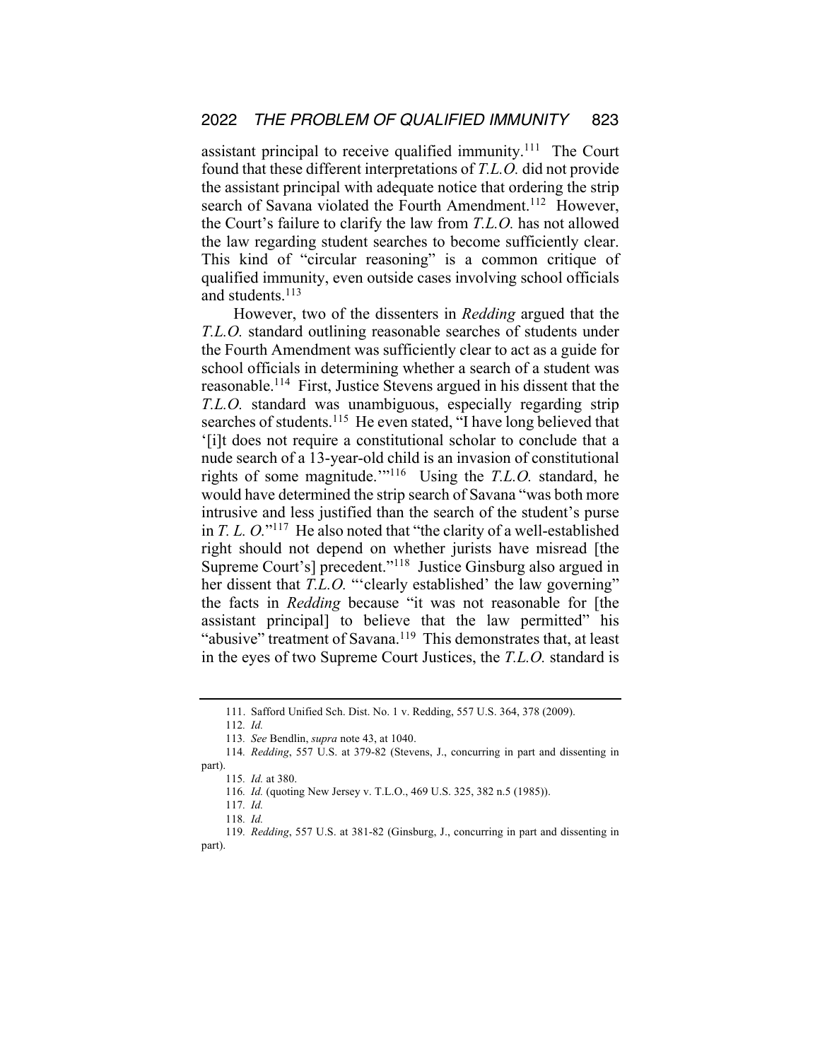assistant principal to receive qualified immunity.[111] The Court found that these different interpretations of *T.L.O.* did not provide the assistant principal with adequate notice that ordering the strip search of Savana violated the Fourth Amendment.[112] However, the Court's failure to clarify the law from *T.L.O.* has not allowed the law regarding student searches to become sufficiently clear. This kind of "circular reasoning" is a common critique of qualified immunity, even outside cases involving school officials and students.[113]

However, two of the dissenters in *Redding* argued that the *T.L.O.* standard outlining reasonable searches of students under the Fourth Amendment was sufficiently clear to act as a guide for school officials in determining whether a search of a student was reasonable.[114] First, Justice Stevens argued in his dissent that the *T.L.O.* standard was unambiguous, especially regarding strip searches of students.[115] He even stated, "I have long believed that '[i]t does not require a constitutional scholar to conclude that a nude search of a 13-year-old child is an invasion of constitutional rights of some magnitude.'"[116] Using the *T.L.O.* standard, he would have determined the strip search of Savana "was both more intrusive and less justified than the search of the student's purse in *T. L. O.*"[117] He also noted that "the clarity of a well-established right should not depend on whether jurists have misread [the Supreme Court's] precedent."[118] Justice Ginsburg also argued in her dissent that *T.L.O.* "'clearly established' the law governing" the facts in *Redding* because "it was not reasonable for [the assistant principal] to believe that the law permitted" his "abusive" treatment of Savana.[119] This demonstrates that, at least in the eyes of two Supreme Court Justices, the *T.L.O.* standard is

---

111. Safford Unified Sch. Dist. No. 1 v. Redding, 557 U.S. 364, 378 (2009).

112. *Id.*

113. *See* Bendlin, *supra* note 43, at 1040.

114. *Redding*, 557 U.S. at 379-82 (Stevens, J., concurring in part and dissenting in part).

115. *Id.* at 380.

116. *Id.* (quoting New Jersey v. T.L.O., 469 U.S. 325, 382 n.5 (1985)).

117. *Id.*

118. *Id.*

119. *Redding*, 557 U.S. at 381-82 (Ginsburg, J., concurring in part and dissenting in part).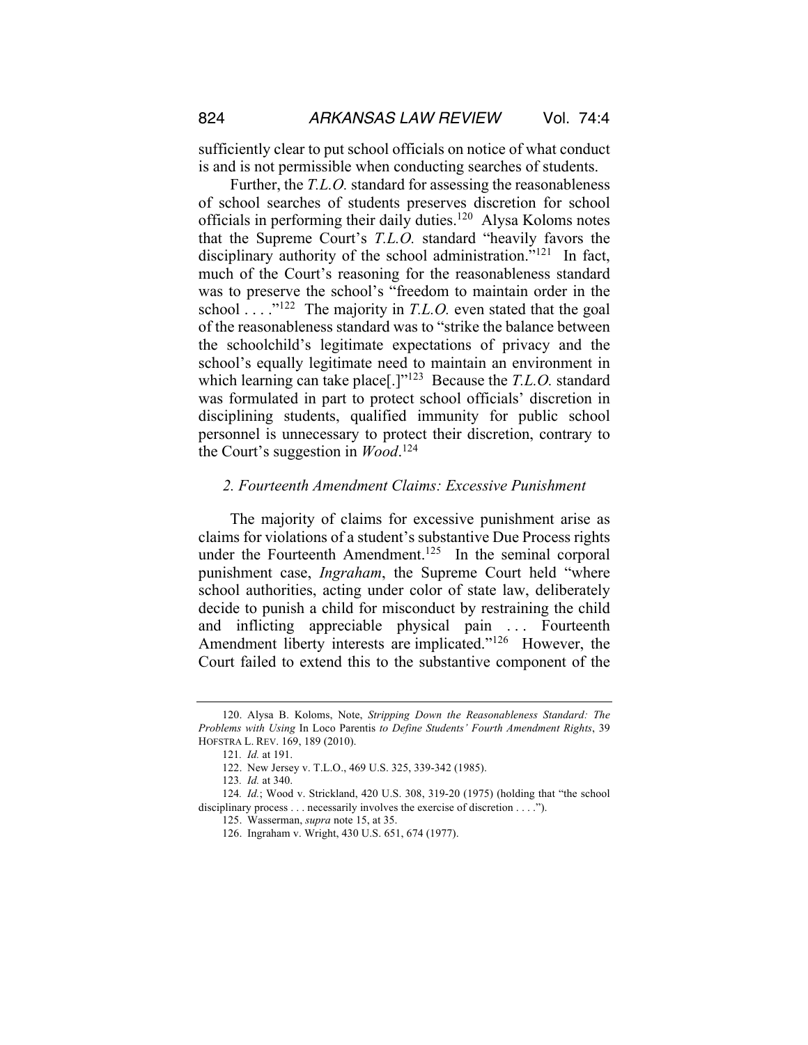sufficiently clear to put school officials on notice of what conduct is and is not permissible when conducting searches of students.

Further, the *T.L.O.* standard for assessing the reasonableness of school searches of students preserves discretion for school officials in performing their daily duties.[120] Alysa Koloms notes that the Supreme Court's *T.L.O.* standard "heavily favors the disciplinary authority of the school administration."[121] In fact, much of the Court's reasoning for the reasonableness standard was to preserve the school's "freedom to maintain order in the school . . . ."[122] The majority in *T.L.O.* even stated that the goal of the reasonableness standard was to "strike the balance between the schoolchild's legitimate expectations of privacy and the school's equally legitimate need to maintain an environment in which learning can take place[.]"[123] Because the *T.L.O.* standard was formulated in part to protect school officials' discretion in disciplining students, qualified immunity for public school personnel is unnecessary to protect their discretion, contrary to the Court's suggestion in *Wood*.[124]

### *2. Fourteenth Amendment Claims: Excessive Punishment*

The majority of claims for excessive punishment arise as claims for violations of a student's substantive Due Process rights under the Fourteenth Amendment.[125] In the seminal corporal punishment case, *Ingraham*, the Supreme Court held "where school authorities, acting under color of state law, deliberately decide to punish a child for misconduct by restraining the child and inflicting appreciable physical pain . . . Fourteenth Amendment liberty interests are implicated."[126] However, the Court failed to extend this to the substantive component of the

---

120. Alysa B. Koloms, Note, *Stripping Down the Reasonableness Standard: The Problems with Using* In Loco Parentis *to Define Students' Fourth Amendment Rights*, 39 HOFSTRA L. REV. 169, 189 (2010).

121. *Id.* at 191.

122. New Jersey v. T.L.O., 469 U.S. 325, 339-342 (1985).

123. *Id.* at 340.

124. *Id.*; Wood v. Strickland, 420 U.S. 308, 319-20 (1975) (holding that "the school disciplinary process . . . necessarily involves the exercise of discretion . . . .").

125. Wasserman, *supra* note 15, at 35.

126. Ingraham v. Wright, 430 U.S. 651, 674 (1977).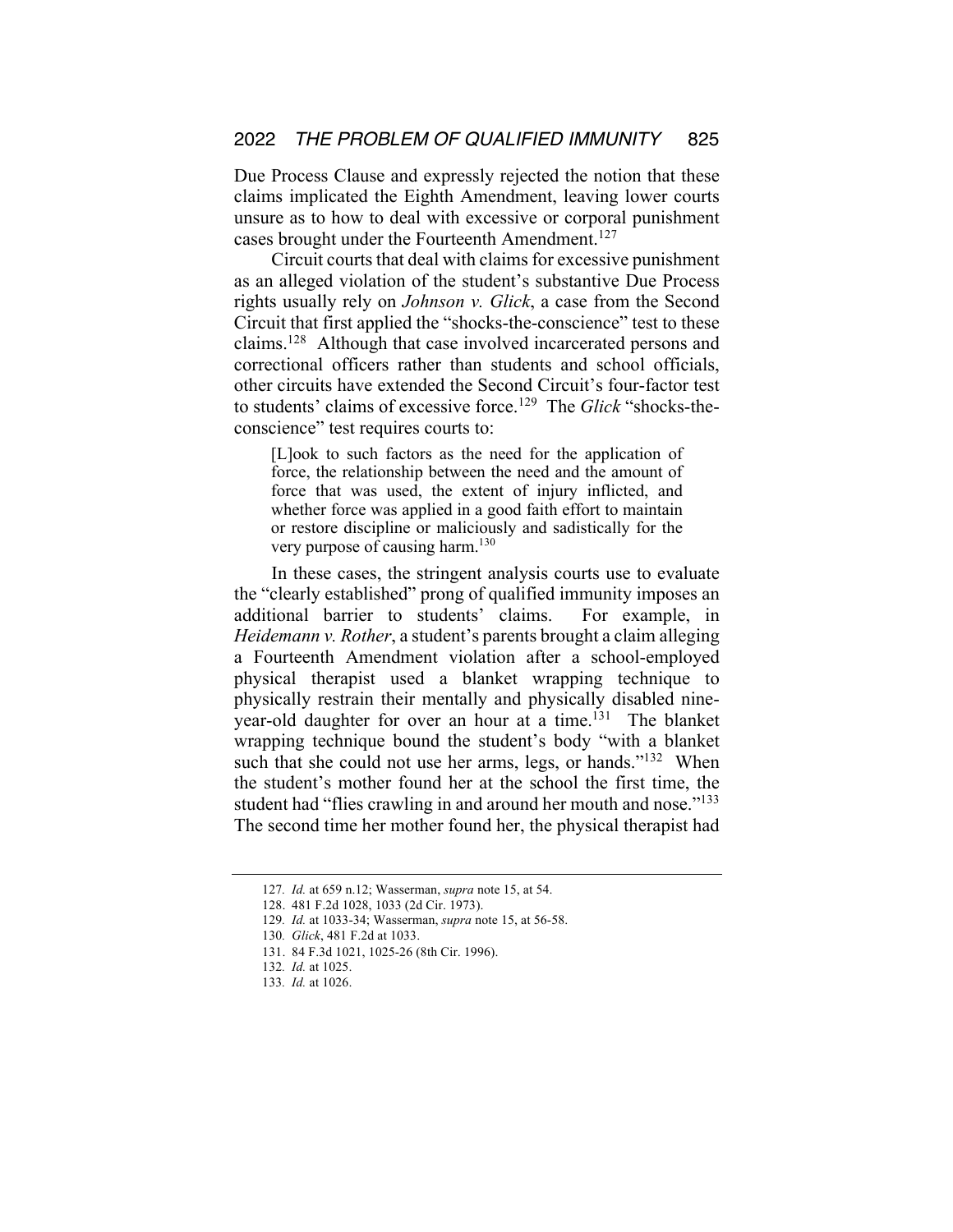Due Process Clause and expressly rejected the notion that these claims implicated the Eighth Amendment, leaving lower courts unsure as to how to deal with excessive or corporal punishment cases brought under the Fourteenth Amendment.[127]

Circuit courts that deal with claims for excessive punishment as an alleged violation of the student's substantive Due Process rights usually rely on *Johnson v. Glick*, a case from the Second Circuit that first applied the "shocks-the-conscience" test to these claims.[128] Although that case involved incarcerated persons and correctional officers rather than students and school officials, other circuits have extended the Second Circuit's four-factor test to students' claims of excessive force.[129] The *Glick* "shocks-the-conscience" test requires courts to:

> [L]ook to such factors as the need for the application of force, the relationship between the need and the amount of force that was used, the extent of injury inflicted, and whether force was applied in a good faith effort to maintain or restore discipline or maliciously and sadistically for the very purpose of causing harm.[130]

In these cases, the stringent analysis courts use to evaluate the "clearly established" prong of qualified immunity imposes an additional barrier to students' claims. For example, in *Heidemann v. Rother*, a student's parents brought a claim alleging a Fourteenth Amendment violation after a school-employed physical therapist used a blanket wrapping technique to physically restrain their mentally and physically disabled nine-year-old daughter for over an hour at a time.[131] The blanket wrapping technique bound the student's body "with a blanket such that she could not use her arms, legs, or hands."[132] When the student's mother found her at the school the first time, the student had "flies crawling in and around her mouth and nose."[133] The second time her mother found her, the physical therapist had

---

127. *Id.* at 659 n.12; Wasserman, *supra* note 15, at 54.

128. 481 F.2d 1028, 1033 (2d Cir. 1973).

129. *Id.* at 1033-34; Wasserman, *supra* note 15, at 56-58.

130. *Glick*, 481 F.2d at 1033.

131. 84 F.3d 1021, 1025-26 (8th Cir. 1996).

132. *Id.* at 1025.

133. *Id.* at 1026.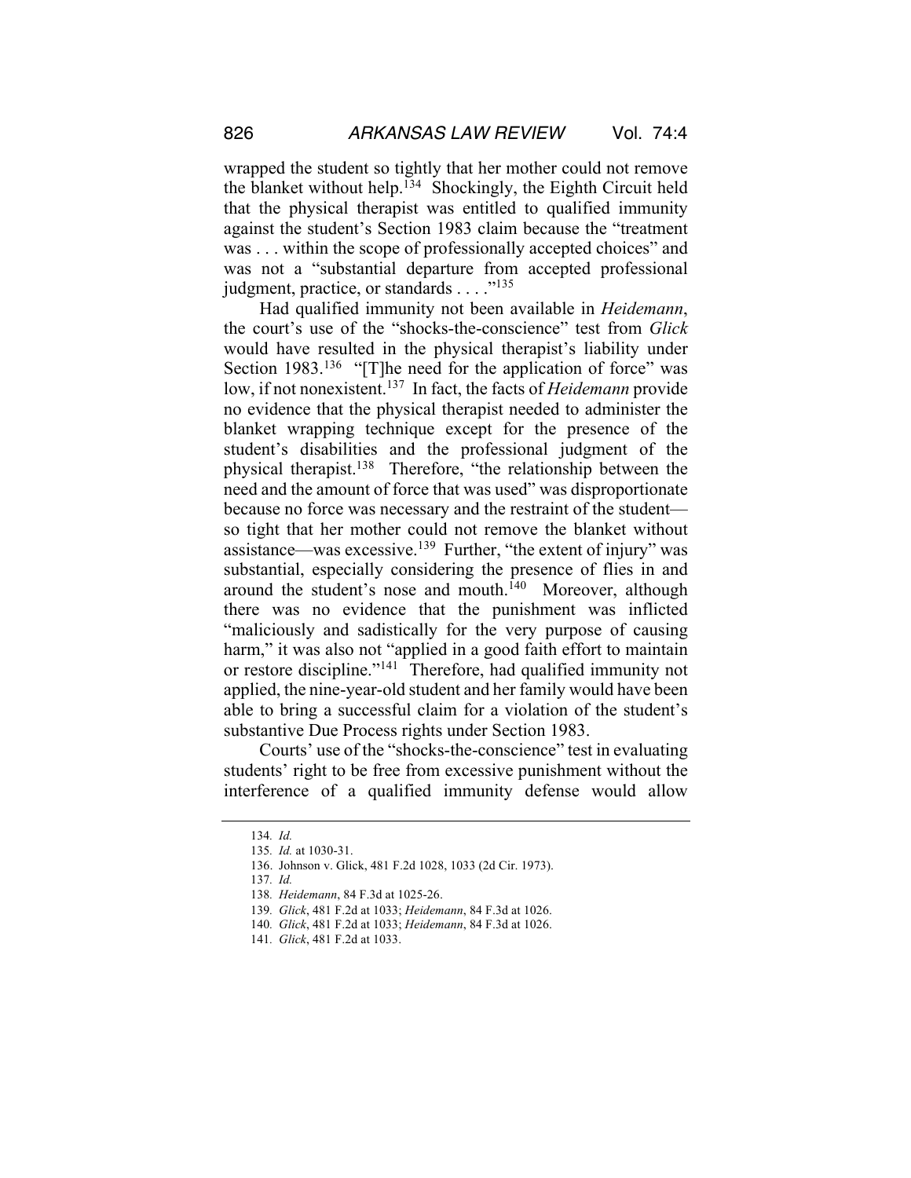wrapped the student so tightly that her mother could not remove the blanket without help.[134] Shockingly, the Eighth Circuit held that the physical therapist was entitled to qualified immunity against the student's Section 1983 claim because the "treatment was . . . within the scope of professionally accepted choices" and was not a "substantial departure from accepted professional judgment, practice, or standards . . . ."[135]

Had qualified immunity not been available in *Heidemann*, the court's use of the "shocks-the-conscience" test from *Glick* would have resulted in the physical therapist's liability under Section 1983.[136] "[T]he need for the application of force" was low, if not nonexistent.[137] In fact, the facts of *Heidemann* provide no evidence that the physical therapist needed to administer the blanket wrapping technique except for the presence of the student's disabilities and the professional judgment of the physical therapist.[138] Therefore, "the relationship between the need and the amount of force that was used" was disproportionate because no force was necessary and the restraint of the student—so tight that her mother could not remove the blanket without assistance—was excessive.[139] Further, "the extent of injury" was substantial, especially considering the presence of flies in and around the student's nose and mouth.[140] Moreover, although there was no evidence that the punishment was inflicted "maliciously and sadistically for the very purpose of causing harm," it was also not "applied in a good faith effort to maintain or restore discipline."[141] Therefore, had qualified immunity not applied, the nine-year-old student and her family would have been able to bring a successful claim for a violation of the student's substantive Due Process rights under Section 1983.

Courts' use of the "shocks-the-conscience" test in evaluating students' right to be free from excessive punishment without the interference of a qualified immunity defense would allow

134. *Id.*

135. *Id.* at 1030-31.

136. Johnson v. Glick, 481 F.2d 1028, 1033 (2d Cir. 1973).

137. *Id.*

138. *Heidemann*, 84 F.3d at 1025-26.

139. *Glick*, 481 F.2d at 1033; *Heidemann*, 84 F.3d at 1026.

140. *Glick*, 481 F.2d at 1033; *Heidemann*, 84 F.3d at 1026.

141. *Glick*, 481 F.2d at 1033.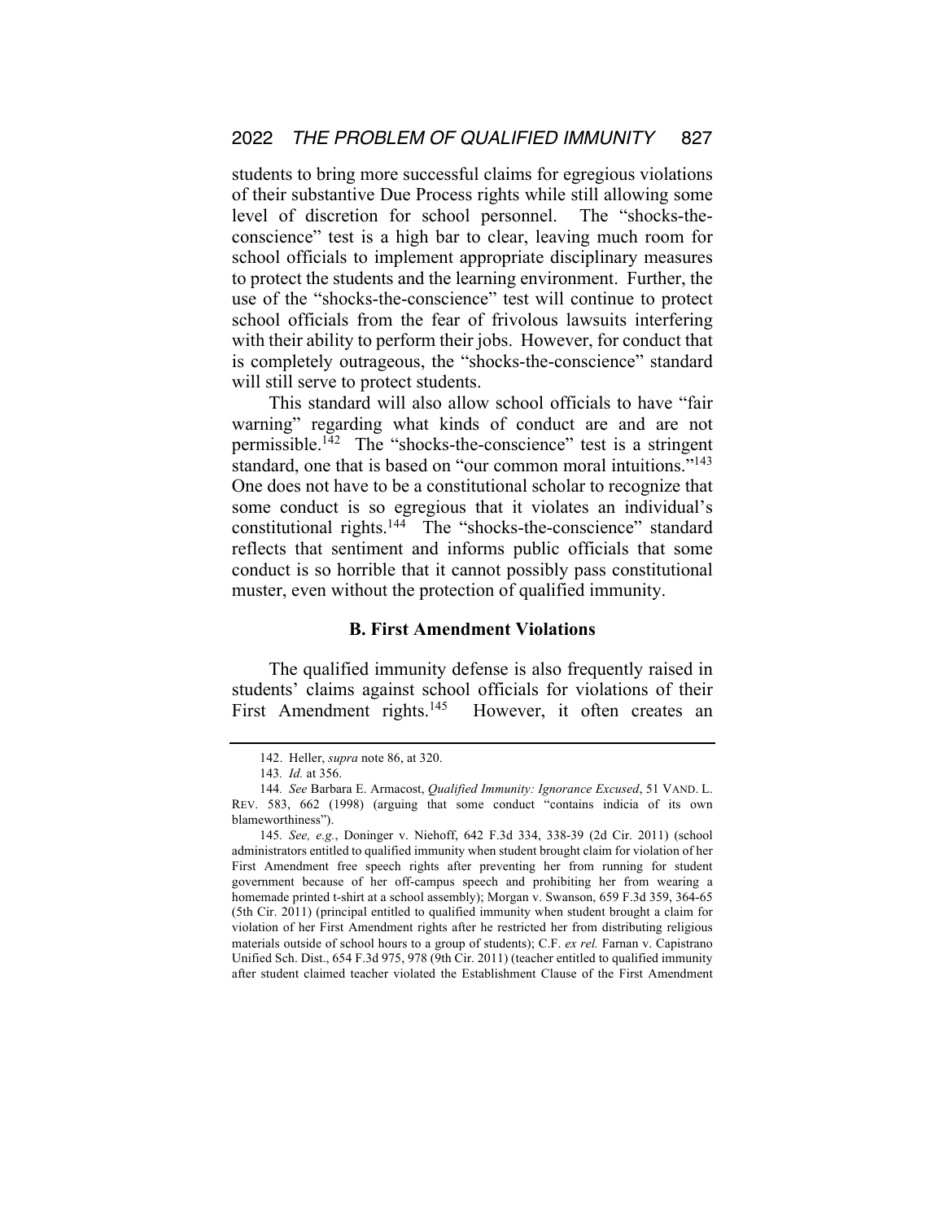students to bring more successful claims for egregious violations of their substantive Due Process rights while still allowing some level of discretion for school personnel. The "shocks-the-conscience" test is a high bar to clear, leaving much room for school officials to implement appropriate disciplinary measures to protect the students and the learning environment. Further, the use of the "shocks-the-conscience" test will continue to protect school officials from the fear of frivolous lawsuits interfering with their ability to perform their jobs. However, for conduct that is completely outrageous, the "shocks-the-conscience" standard will still serve to protect students.

This standard will also allow school officials to have "fair warning" regarding what kinds of conduct are and are not permissible.[142] The "shocks-the-conscience" test is a stringent standard, one that is based on "our common moral intuitions."[143] One does not have to be a constitutional scholar to recognize that some conduct is so egregious that it violates an individual's constitutional rights.[144] The "shocks-the-conscience" standard reflects that sentiment and informs public officials that some conduct is so horrible that it cannot possibly pass constitutional muster, even without the protection of qualified immunity.

### B. First Amendment Violations

The qualified immunity defense is also frequently raised in students' claims against school officials for violations of their First Amendment rights.[145] However, it often creates an

---

142. Heller, *supra* note 86, at 320.

143. *Id.* at 356.

144. *See* Barbara E. Armacost, *Qualified Immunity: Ignorance Excused*, 51 VAND. L. REV. 583, 662 (1998) (arguing that some conduct "contains indicia of its own blameworthiness").

145. *See, e.g.*, Doninger v. Niehoff, 642 F.3d 334, 338-39 (2d Cir. 2011) (school administrators entitled to qualified immunity when student brought claim for violation of her First Amendment free speech rights after preventing her from running for student government because of her off-campus speech and prohibiting her from wearing a homemade printed t-shirt at a school assembly); Morgan v. Swanson, 659 F.3d 359, 364-65 (5th Cir. 2011) (principal entitled to qualified immunity when student brought a claim for violation of her First Amendment rights after he restricted her from distributing religious materials outside of school hours to a group of students); C.F. *ex rel.* Farnan v. Capistrano Unified Sch. Dist., 654 F.3d 975, 978 (9th Cir. 2011) (teacher entitled to qualified immunity after student claimed teacher violated the Establishment Clause of the First Amendment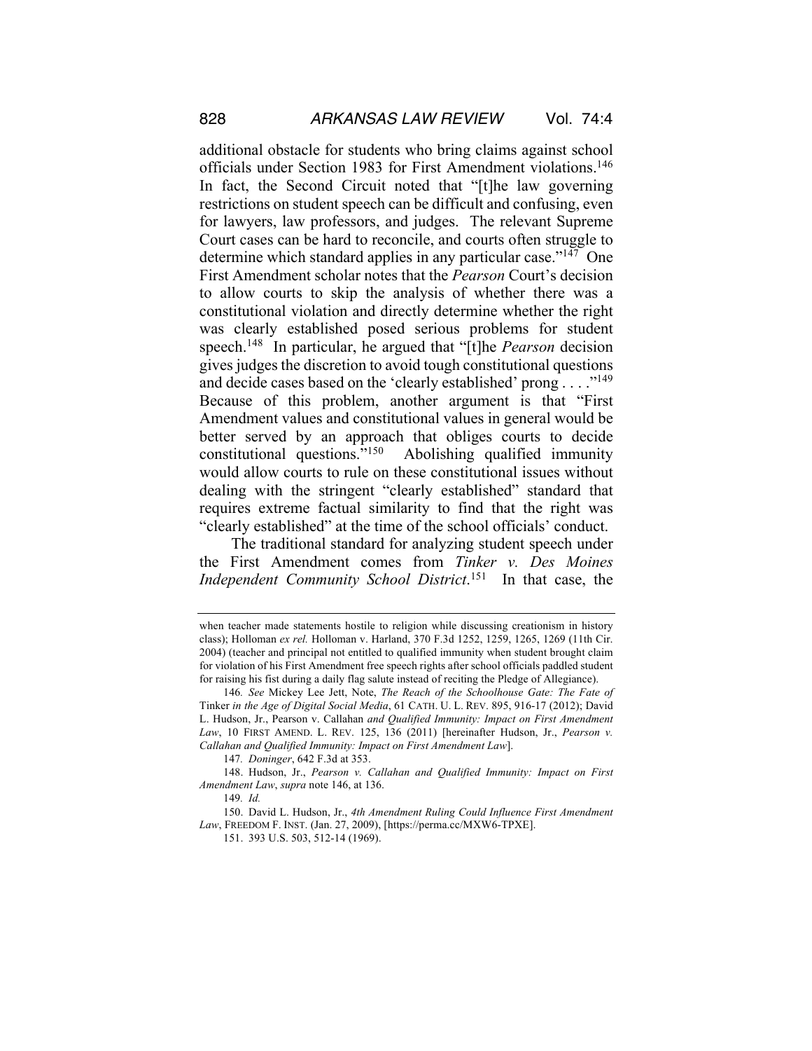additional obstacle for students who bring claims against school officials under Section 1983 for First Amendment violations.[146] In fact, the Second Circuit noted that "[t]he law governing restrictions on student speech can be difficult and confusing, even for lawyers, law professors, and judges. The relevant Supreme Court cases can be hard to reconcile, and courts often struggle to determine which standard applies in any particular case."[147] One First Amendment scholar notes that the *Pearson* Court's decision to allow courts to skip the analysis of whether there was a constitutional violation and directly determine whether the right was clearly established posed serious problems for student speech.[148] In particular, he argued that "[t]he *Pearson* decision gives judges the discretion to avoid tough constitutional questions and decide cases based on the 'clearly established' prong . . . ."[149] Because of this problem, another argument is that "First Amendment values and constitutional values in general would be better served by an approach that obliges courts to decide constitutional questions."[150] Abolishing qualified immunity would allow courts to rule on these constitutional issues without dealing with the stringent "clearly established" standard that requires extreme factual similarity to find that the right was "clearly established" at the time of the school officials' conduct.

The traditional standard for analyzing student speech under the First Amendment comes from *Tinker v. Des Moines Independent Community School District*.[151] In that case, the

---

when teacher made statements hostile to religion while discussing creationism in history class); Holloman *ex rel.* Holloman v. Harland, 370 F.3d 1252, 1259, 1265, 1269 (11th Cir. 2004) (teacher and principal not entitled to qualified immunity when student brought claim for violation of his First Amendment free speech rights after school officials paddled student for raising his fist during a daily flag salute instead of reciting the Pledge of Allegiance).

146. *See* Mickey Lee Jett, Note, *The Reach of the Schoolhouse Gate: The Fate of* Tinker *in the Age of Digital Social Media*, 61 CATH. U. L. REV. 895, 916-17 (2012); David L. Hudson, Jr., Pearson v. Callahan *and Qualified Immunity: Impact on First Amendment Law*, 10 FIRST AMEND. L. REV. 125, 136 (2011) [hereinafter Hudson, Jr., *Pearson v. Callahan and Qualified Immunity: Impact on First Amendment Law*].

147. *Doninger*, 642 F.3d at 353.

148. Hudson, Jr., *Pearson v. Callahan and Qualified Immunity: Impact on First Amendment Law*, *supra* note 146, at 136.

149. *Id.*

150. David L. Hudson, Jr., *4th Amendment Ruling Could Influence First Amendment Law*, FREEDOM F. INST. (Jan. 27, 2009), [https://perma.cc/MXW6-TPXE].

151. 393 U.S. 503, 512-14 (1969).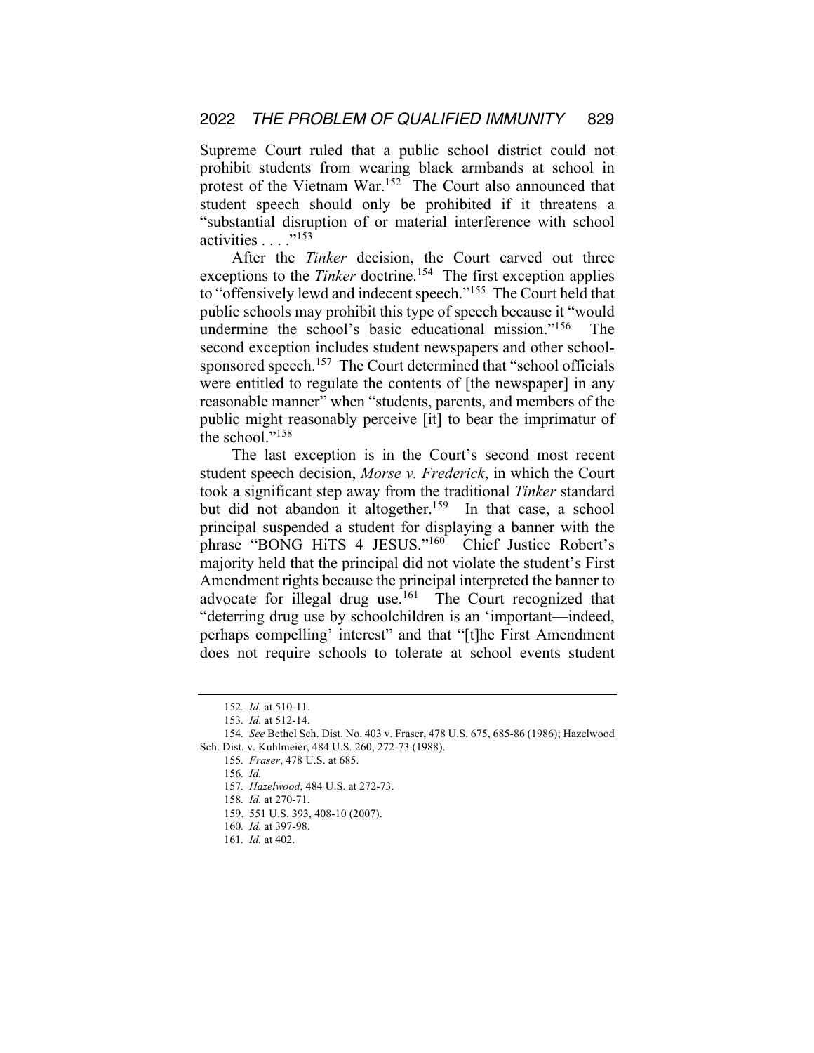Supreme Court ruled that a public school district could not prohibit students from wearing black armbands at school in protest of the Vietnam War.[152] The Court also announced that student speech should only be prohibited if it threatens a "substantial disruption of or material interference with school activities . . . ."[153]

After the *Tinker* decision, the Court carved out three exceptions to the *Tinker* doctrine.[154] The first exception applies to "offensively lewd and indecent speech."[155] The Court held that public schools may prohibit this type of speech because it "would undermine the school's basic educational mission."[156] The second exception includes student newspapers and other school-sponsored speech.[157] The Court determined that "school officials were entitled to regulate the contents of [the newspaper] in any reasonable manner" when "students, parents, and members of the public might reasonably perceive [it] to bear the imprimatur of the school."[158]

The last exception is in the Court's second most recent student speech decision, *Morse v. Frederick*, in which the Court took a significant step away from the traditional *Tinker* standard but did not abandon it altogether.[159] In that case, a school principal suspended a student for displaying a banner with the phrase "BONG HiTS 4 JESUS."[160] Chief Justice Robert's majority held that the principal did not violate the student's First Amendment rights because the principal interpreted the banner to advocate for illegal drug use.[161] The Court recognized that "deterring drug use by schoolchildren is an 'important—indeed, perhaps compelling' interest" and that "[t]he First Amendment does not require schools to tolerate at school events student

---

152. *Id.* at 510-11.

153. *Id.* at 512-14.

154. *See* Bethel Sch. Dist. No. 403 v. Fraser, 478 U.S. 675, 685-86 (1986); Hazelwood Sch. Dist. v. Kuhlmeier, 484 U.S. 260, 272-73 (1988).

155. *Fraser*, 478 U.S. at 685.

156. *Id.*

157. *Hazelwood*, 484 U.S. at 272-73.

158. *Id.* at 270-71.

159. 551 U.S. 393, 408-10 (2007).

160. *Id.* at 397-98.

161. *Id.* at 402.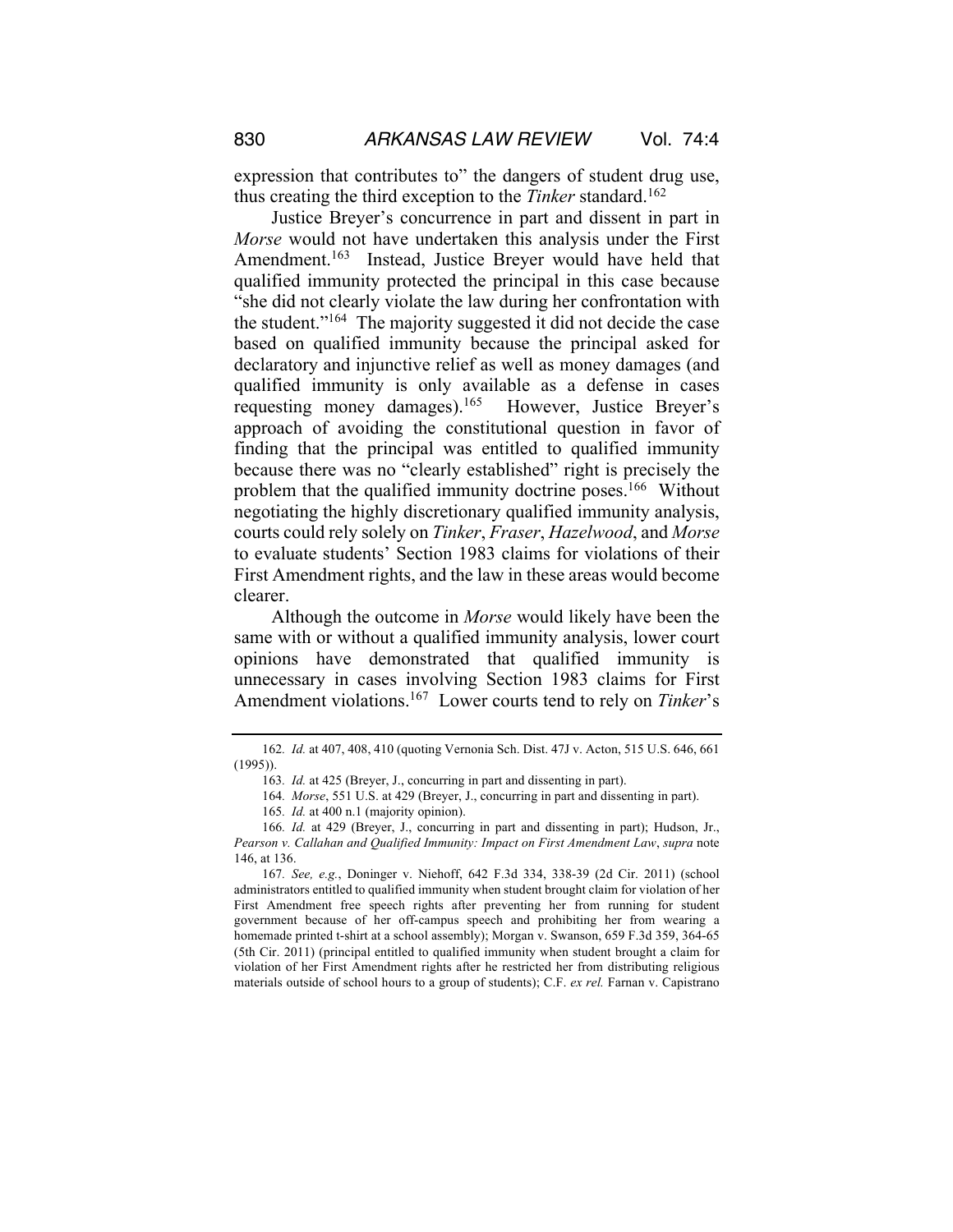expression that contributes to" the dangers of student drug use, thus creating the third exception to the *Tinker* standard.[162]

Justice Breyer's concurrence in part and dissent in part in *Morse* would not have undertaken this analysis under the First Amendment.[163] Instead, Justice Breyer would have held that qualified immunity protected the principal in this case because "she did not clearly violate the law during her confrontation with the student."[164] The majority suggested it did not decide the case based on qualified immunity because the principal asked for declaratory and injunctive relief as well as money damages (and qualified immunity is only available as a defense in cases requesting money damages).[165] However, Justice Breyer's approach of avoiding the constitutional question in favor of finding that the principal was entitled to qualified immunity because there was no "clearly established" right is precisely the problem that the qualified immunity doctrine poses.[166] Without negotiating the highly discretionary qualified immunity analysis, courts could rely solely on *Tinker*, *Fraser*, *Hazelwood*, and *Morse* to evaluate students' Section 1983 claims for violations of their First Amendment rights, and the law in these areas would become clearer.

Although the outcome in *Morse* would likely have been the same with or without a qualified immunity analysis, lower court opinions have demonstrated that qualified immunity is unnecessary in cases involving Section 1983 claims for First Amendment violations.[167] Lower courts tend to rely on *Tinker*'s

---

162. *Id.* at 407, 408, 410 (quoting Vernonia Sch. Dist. 47J v. Acton, 515 U.S. 646, 661 (1995)).

163. *Id.* at 425 (Breyer, J., concurring in part and dissenting in part).

164. *Morse*, 551 U.S. at 429 (Breyer, J., concurring in part and dissenting in part).

165. *Id.* at 400 n.1 (majority opinion).

166. *Id.* at 429 (Breyer, J., concurring in part and dissenting in part); Hudson, Jr., *Pearson v. Callahan and Qualified Immunity: Impact on First Amendment Law*, *supra* note 146, at 136.

167. *See, e.g.*, Doninger v. Niehoff, 642 F.3d 334, 338-39 (2d Cir. 2011) (school administrators entitled to qualified immunity when student brought claim for violation of her First Amendment free speech rights after preventing her from running for student government because of her off-campus speech and prohibiting her from wearing a homemade printed t-shirt at a school assembly); Morgan v. Swanson, 659 F.3d 359, 364-65 (5th Cir. 2011) (principal entitled to qualified immunity when student brought a claim for violation of her First Amendment rights after he restricted her from distributing religious materials outside of school hours to a group of students); C.F. *ex rel.* Farnan v. Capistrano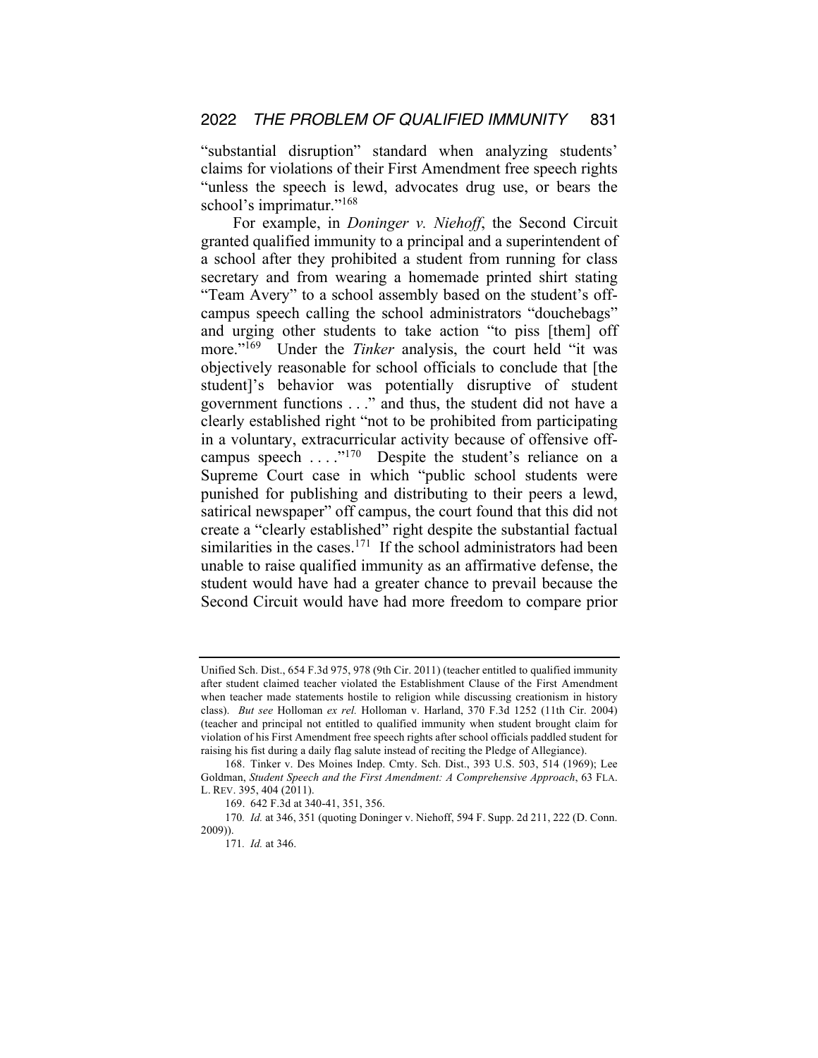"substantial disruption" standard when analyzing students' claims for violations of their First Amendment free speech rights "unless the speech is lewd, advocates drug use, or bears the school's imprimatur."[168]

For example, in *Doninger v. Niehoff*, the Second Circuit granted qualified immunity to a principal and a superintendent of a school after they prohibited a student from running for class secretary and from wearing a homemade printed shirt stating "Team Avery" to a school assembly based on the student's off-campus speech calling the school administrators "douchebags" and urging other students to take action "to piss [them] off more."[169] Under the *Tinker* analysis, the court held "it was objectively reasonable for school officials to conclude that [the student]'s behavior was potentially disruptive of student government functions . . ." and thus, the student did not have a clearly established right "not to be prohibited from participating in a voluntary, extracurricular activity because of offensive off-campus speech . . . ."[170] Despite the student's reliance on a Supreme Court case in which "public school students were punished for publishing and distributing to their peers a lewd, satirical newspaper" off campus, the court found that this did not create a "clearly established" right despite the substantial factual similarities in the cases.[171] If the school administrators had been unable to raise qualified immunity as an affirmative defense, the student would have had a greater chance to prevail because the Second Circuit would have had more freedom to compare prior

---

Unified Sch. Dist., 654 F.3d 975, 978 (9th Cir. 2011) (teacher entitled to qualified immunity after student claimed teacher violated the Establishment Clause of the First Amendment when teacher made statements hostile to religion while discussing creationism in history class). *But see* Holloman *ex rel.* Holloman v. Harland, 370 F.3d 1252 (11th Cir. 2004) (teacher and principal not entitled to qualified immunity when student brought claim for violation of his First Amendment free speech rights after school officials paddled student for raising his fist during a daily flag salute instead of reciting the Pledge of Allegiance).

168. Tinker v. Des Moines Indep. Cmty. Sch. Dist., 393 U.S. 503, 514 (1969); Lee Goldman, *Student Speech and the First Amendment: A Comprehensive Approach*, 63 FLA. L. REV. 395, 404 (2011).

169. 642 F.3d at 340-41, 351, 356.

170. *Id.* at 346, 351 (quoting Doninger v. Niehoff, 594 F. Supp. 2d 211, 222 (D. Conn. 2009)).

171. *Id.* at 346.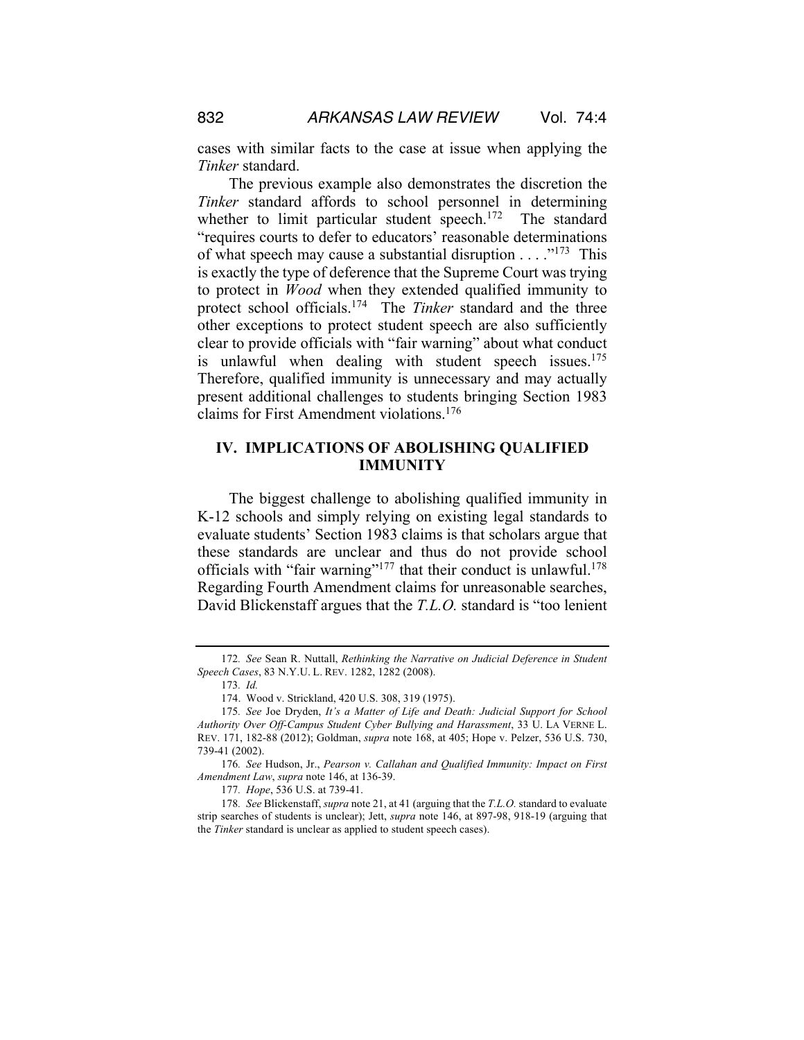cases with similar facts to the case at issue when applying the *Tinker* standard.

The previous example also demonstrates the discretion the *Tinker* standard affords to school personnel in determining whether to limit particular student speech.[172] The standard "requires courts to defer to educators' reasonable determinations of what speech may cause a substantial disruption . . . ."[173] This is exactly the type of deference that the Supreme Court was trying to protect in *Wood* when they extended qualified immunity to protect school officials.[174] The *Tinker* standard and the three other exceptions to protect student speech are also sufficiently clear to provide officials with "fair warning" about what conduct is unlawful when dealing with student speech issues.[175] Therefore, qualified immunity is unnecessary and may actually present additional challenges to students bringing Section 1983 claims for First Amendment violations.[176]

## IV. IMPLICATIONS OF ABOLISHING QUALIFIED IMMUNITY

The biggest challenge to abolishing qualified immunity in K-12 schools and simply relying on existing legal standards to evaluate students' Section 1983 claims is that scholars argue that these standards are unclear and thus do not provide school officials with "fair warning"[177] that their conduct is unlawful.[178] Regarding Fourth Amendment claims for unreasonable searches, David Blickenstaff argues that the *T.L.O.* standard is "too lenient

---

172. *See* Sean R. Nuttall, *Rethinking the Narrative on Judicial Deference in Student Speech Cases*, 83 N.Y.U. L. REV. 1282, 1282 (2008).

173. *Id.*

174. Wood v. Strickland, 420 U.S. 308, 319 (1975).

175. *See* Joe Dryden, *It's a Matter of Life and Death: Judicial Support for School Authority Over Off-Campus Student Cyber Bullying and Harassment*, 33 U. LA VERNE L. REV. 171, 182-88 (2012); Goldman, *supra* note 168, at 405; Hope v. Pelzer, 536 U.S. 730, 739-41 (2002).

176. *See* Hudson, Jr., *Pearson v. Callahan and Qualified Immunity: Impact on First Amendment Law*, *supra* note 146, at 136-39.

177. *Hope*, 536 U.S. at 739-41.

178. *See* Blickenstaff, *supra* note 21, at 41 (arguing that the *T.L.O.* standard to evaluate strip searches of students is unclear); Jett, *supra* note 146, at 897-98, 918-19 (arguing that the *Tinker* standard is unclear as applied to student speech cases).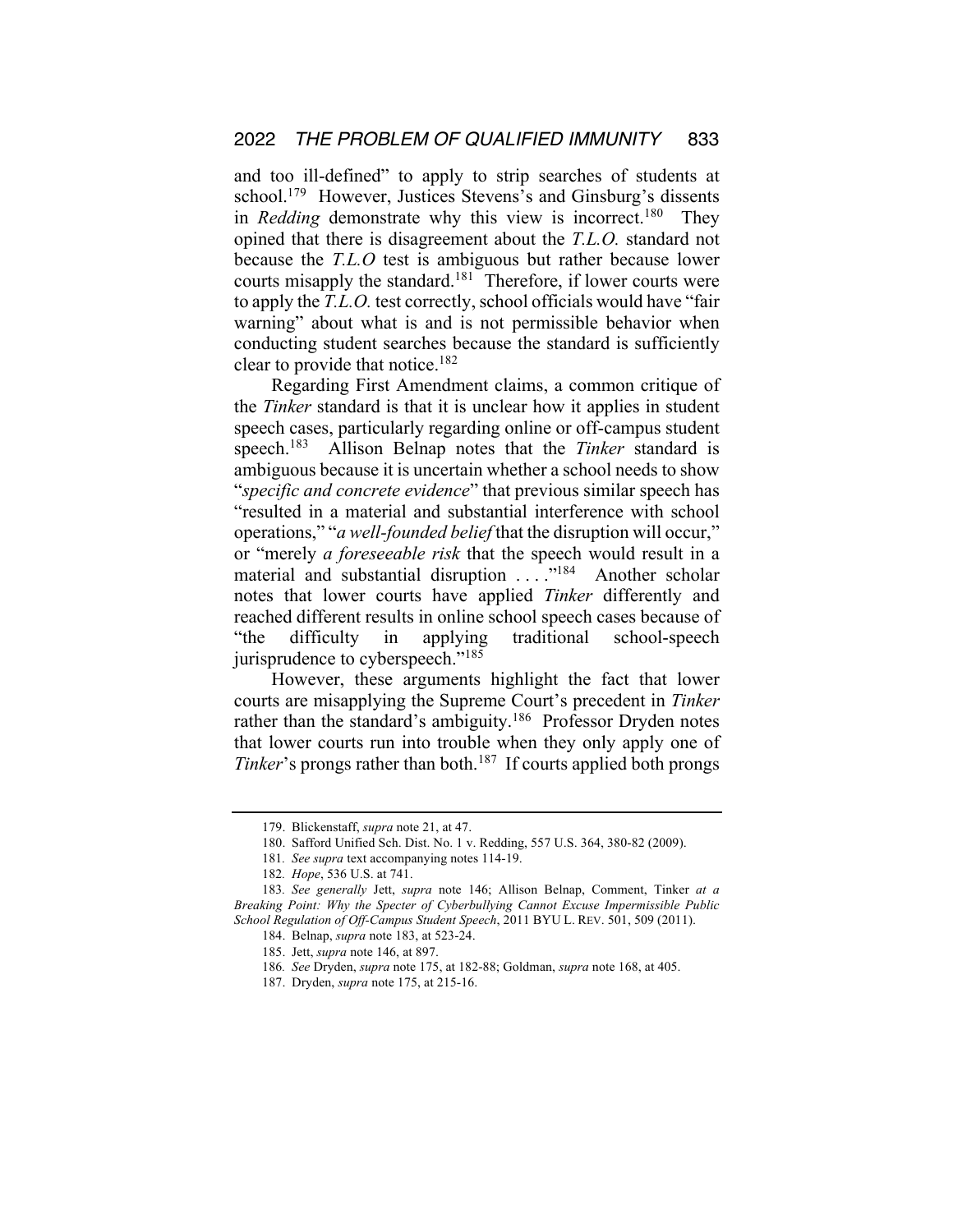and too ill-defined" to apply to strip searches of students at school.[179] However, Justices Stevens's and Ginsburg's dissents in *Redding* demonstrate why this view is incorrect.[180] They opined that there is disagreement about the *T.L.O.* standard not because the *T.L.O* test is ambiguous but rather because lower courts misapply the standard.[181] Therefore, if lower courts were to apply the *T.L.O.* test correctly, school officials would have "fair warning" about what is and is not permissible behavior when conducting student searches because the standard is sufficiently clear to provide that notice.[182]

Regarding First Amendment claims, a common critique of the *Tinker* standard is that it is unclear how it applies in student speech cases, particularly regarding online or off-campus student speech.[183] Allison Belnap notes that the *Tinker* standard is ambiguous because it is uncertain whether a school needs to show "*specific and concrete evidence*" that previous similar speech has "resulted in a material and substantial interference with school operations," "*a well-founded belief* that the disruption will occur," or "merely *a foreseeable risk* that the speech would result in a material and substantial disruption . . . ."[184] Another scholar notes that lower courts have applied *Tinker* differently and reached different results in online school speech cases because of "the difficulty in applying traditional school-speech jurisprudence to cyberspeech."[185]

However, these arguments highlight the fact that lower courts are misapplying the Supreme Court's precedent in *Tinker* rather than the standard's ambiguity.[186] Professor Dryden notes that lower courts run into trouble when they only apply one of *Tinker*'s prongs rather than both.[187] If courts applied both prongs

---

179. Blickenstaff, *supra* note 21, at 47.

180. Safford Unified Sch. Dist. No. 1 v. Redding, 557 U.S. 364, 380-82 (2009).

181. *See supra* text accompanying notes 114-19.

182. *Hope*, 536 U.S. at 741.

183. *See generally* Jett, *supra* note 146; Allison Belnap, Comment, Tinker *at a Breaking Point: Why the Specter of Cyberbullying Cannot Excuse Impermissible Public School Regulation of Off-Campus Student Speech*, 2011 BYU L. REV. 501, 509 (2011).

184. Belnap, *supra* note 183, at 523-24.

185. Jett, *supra* note 146, at 897.

186. *See* Dryden, *supra* note 175, at 182-88; Goldman, *supra* note 168, at 405.

187. Dryden, *supra* note 175, at 215-16.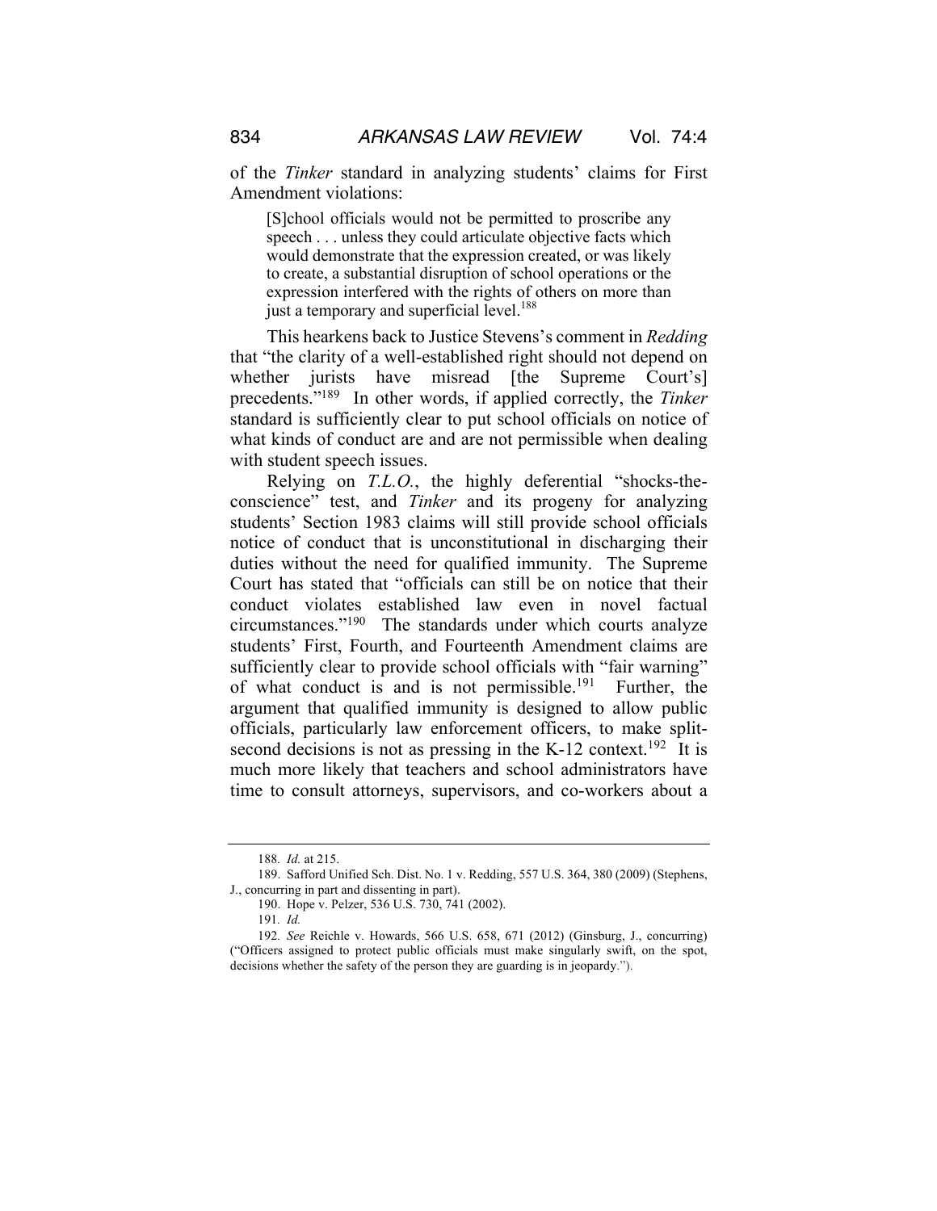of the *Tinker* standard in analyzing students' claims for First Amendment violations:

> [S]chool officials would not be permitted to proscribe any speech . . . unless they could articulate objective facts which would demonstrate that the expression created, or was likely to create, a substantial disruption of school operations or the expression interfered with the rights of others on more than just a temporary and superficial level.[188]

This hearkens back to Justice Stevens's comment in *Redding* that "the clarity of a well-established right should not depend on whether jurists have misread [the Supreme Court's] precedents."[189] In other words, if applied correctly, the *Tinker* standard is sufficiently clear to put school officials on notice of what kinds of conduct are and are not permissible when dealing with student speech issues.

Relying on *T.L.O.*, the highly deferential "shocks-the-conscience" test, and *Tinker* and its progeny for analyzing students' Section 1983 claims will still provide school officials notice of conduct that is unconstitutional in discharging their duties without the need for qualified immunity. The Supreme Court has stated that "officials can still be on notice that their conduct violates established law even in novel factual circumstances."[190] The standards under which courts analyze students' First, Fourth, and Fourteenth Amendment claims are sufficiently clear to provide school officials with "fair warning" of what conduct is and is not permissible.[191] Further, the argument that qualified immunity is designed to allow public officials, particularly law enforcement officers, to make split-second decisions is not as pressing in the K-12 context.[192] It is much more likely that teachers and school administrators have time to consult attorneys, supervisors, and co-workers about a

---

188. *Id.* at 215.

189. Safford Unified Sch. Dist. No. 1 v. Redding, 557 U.S. 364, 380 (2009) (Stephens, J., concurring in part and dissenting in part).

190. Hope v. Pelzer, 536 U.S. 730, 741 (2002).

191. *Id.*

192. *See* Reichle v. Howards, 566 U.S. 658, 671 (2012) (Ginsburg, J., concurring) ("Officers assigned to protect public officials must make singularly swift, on the spot, decisions whether the safety of the person they are guarding is in jeopardy.").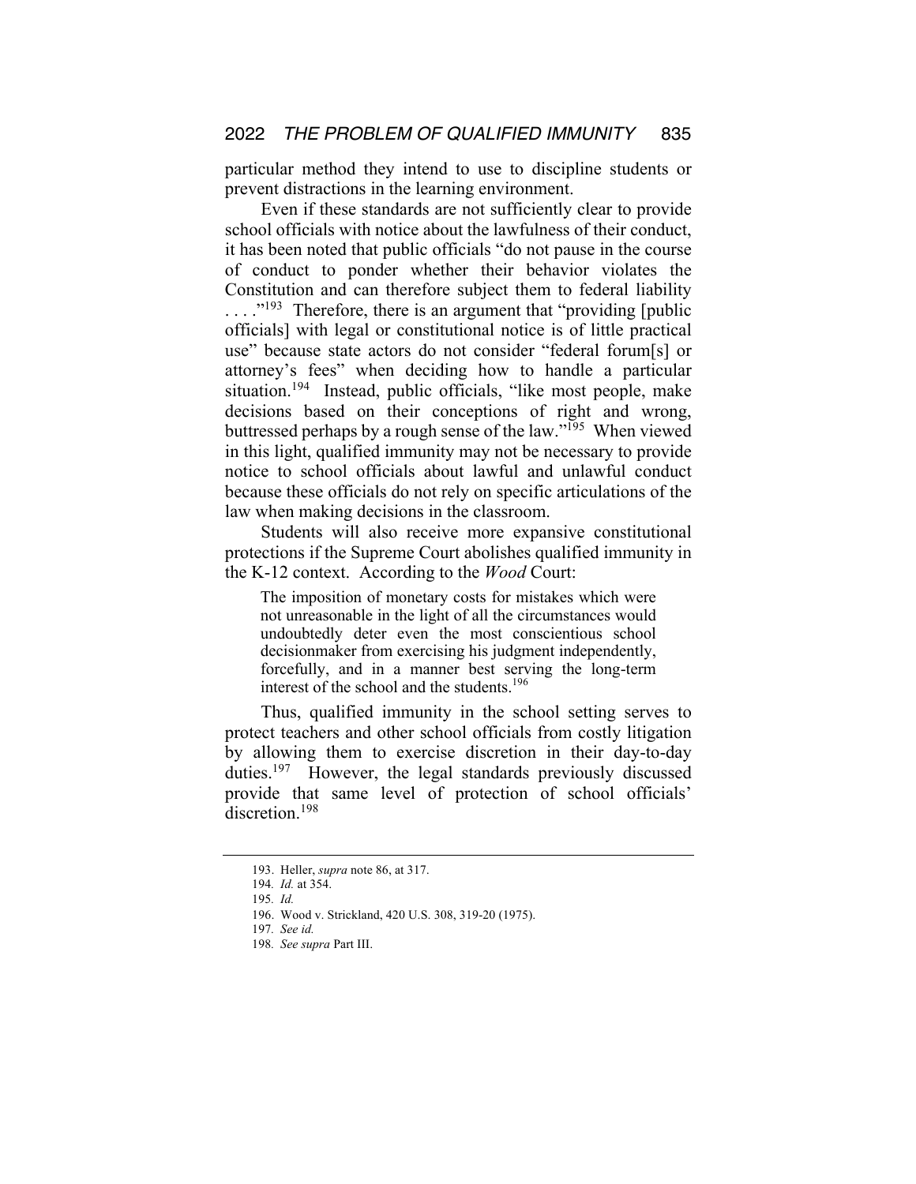particular method they intend to use to discipline students or prevent distractions in the learning environment.

Even if these standards are not sufficiently clear to provide school officials with notice about the lawfulness of their conduct, it has been noted that public officials "do not pause in the course of conduct to ponder whether their behavior violates the Constitution and can therefore subject them to federal liability . . . ."[193] Therefore, there is an argument that "providing [public officials] with legal or constitutional notice is of little practical use" because state actors do not consider "federal forum[s] or attorney's fees" when deciding how to handle a particular situation.[194] Instead, public officials, "like most people, make decisions based on their conceptions of right and wrong, buttressed perhaps by a rough sense of the law."[195] When viewed in this light, qualified immunity may not be necessary to provide notice to school officials about lawful and unlawful conduct because these officials do not rely on specific articulations of the law when making decisions in the classroom.

Students will also receive more expansive constitutional protections if the Supreme Court abolishes qualified immunity in the K-12 context. According to the *Wood* Court:

> The imposition of monetary costs for mistakes which were not unreasonable in the light of all the circumstances would undoubtedly deter even the most conscientious school decisionmaker from exercising his judgment independently, forcefully, and in a manner best serving the long-term interest of the school and the students.[196]

Thus, qualified immunity in the school setting serves to protect teachers and other school officials from costly litigation by allowing them to exercise discretion in their day-to-day duties.[197] However, the legal standards previously discussed provide that same level of protection of school officials' discretion.[198]

---

193. Heller, *supra* note 86, at 317.

194. *Id.* at 354.

195. *Id.*

196. Wood v. Strickland, 420 U.S. 308, 319-20 (1975).

197. *See id.*

198. *See supra* Part III.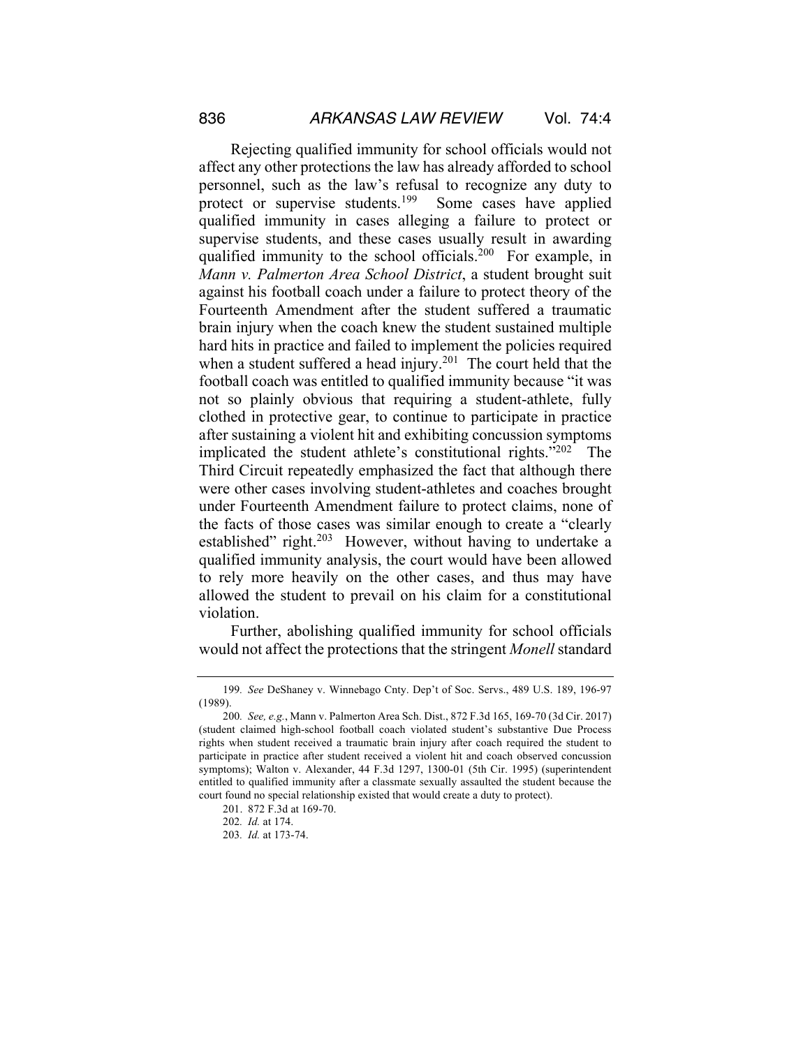Rejecting qualified immunity for school officials would not affect any other protections the law has already afforded to school personnel, such as the law's refusal to recognize any duty to protect or supervise students.[199] Some cases have applied qualified immunity in cases alleging a failure to protect or supervise students, and these cases usually result in awarding qualified immunity to the school officials.[200] For example, in *Mann v. Palmerton Area School District*, a student brought suit against his football coach under a failure to protect theory of the Fourteenth Amendment after the student suffered a traumatic brain injury when the coach knew the student sustained multiple hard hits in practice and failed to implement the policies required when a student suffered a head injury.[201] The court held that the football coach was entitled to qualified immunity because "it was not so plainly obvious that requiring a student-athlete, fully clothed in protective gear, to continue to participate in practice after sustaining a violent hit and exhibiting concussion symptoms implicated the student athlete's constitutional rights."[202] The Third Circuit repeatedly emphasized the fact that although there were other cases involving student-athletes and coaches brought under Fourteenth Amendment failure to protect claims, none of the facts of those cases was similar enough to create a "clearly established" right.[203] However, without having to undertake a qualified immunity analysis, the court would have been allowed to rely more heavily on the other cases, and thus may have allowed the student to prevail on his claim for a constitutional violation.

Further, abolishing qualified immunity for school officials would not affect the protections that the stringent *Monell* standard

---

199. *See* DeShaney v. Winnebago Cnty. Dep't of Soc. Servs., 489 U.S. 189, 196-97 (1989).

200. *See, e.g.*, Mann v. Palmerton Area Sch. Dist., 872 F.3d 165, 169-70 (3d Cir. 2017) (student claimed high-school football coach violated student's substantive Due Process rights when student received a traumatic brain injury after coach required the student to participate in practice after student received a violent hit and coach observed concussion symptoms); Walton v. Alexander, 44 F.3d 1297, 1300-01 (5th Cir. 1995) (superintendent entitled to qualified immunity after a classmate sexually assaulted the student because the court found no special relationship existed that would create a duty to protect).

201. 872 F.3d at 169-70.

202. *Id.* at 174.

203. *Id.* at 173-74.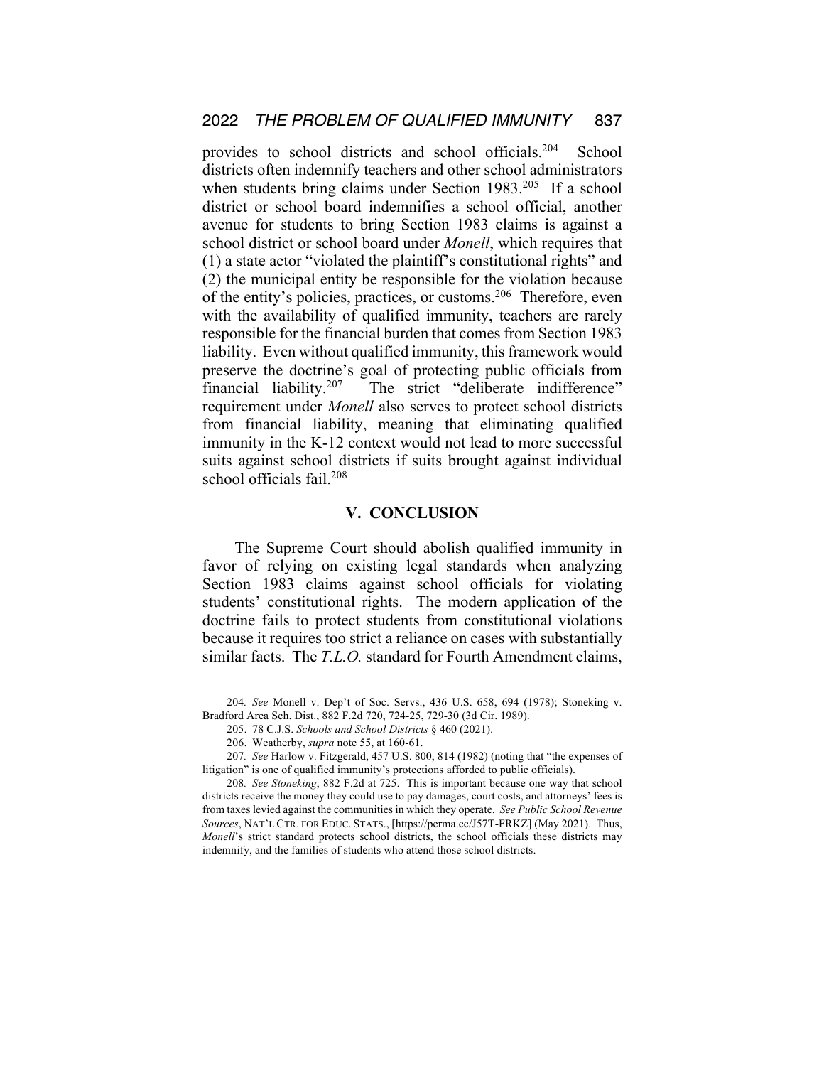provides to school districts and school officials.[204] School districts often indemnify teachers and other school administrators when students bring claims under Section 1983.[205] If a school district or school board indemnifies a school official, another avenue for students to bring Section 1983 claims is against a school district or school board under *Monell*, which requires that (1) a state actor "violated the plaintiff's constitutional rights" and (2) the municipal entity be responsible for the violation because of the entity's policies, practices, or customs.[206] Therefore, even with the availability of qualified immunity, teachers are rarely responsible for the financial burden that comes from Section 1983 liability. Even without qualified immunity, this framework would preserve the doctrine's goal of protecting public officials from financial liability.[207] The strict "deliberate indifference" requirement under *Monell* also serves to protect school districts from financial liability, meaning that eliminating qualified immunity in the K-12 context would not lead to more successful suits against school districts if suits brought against individual school officials fail.[208]

## V. CONCLUSION

The Supreme Court should abolish qualified immunity in favor of relying on existing legal standards when analyzing Section 1983 claims against school officials for violating students' constitutional rights. The modern application of the doctrine fails to protect students from constitutional violations because it requires too strict a reliance on cases with substantially similar facts. The *T.L.O.* standard for Fourth Amendment claims,

---

204. *See* Monell v. Dep't of Soc. Servs., 436 U.S. 658, 694 (1978); Stoneking v. Bradford Area Sch. Dist., 882 F.2d 720, 724-25, 729-30 (3d Cir. 1989).

205. 78 C.J.S. *Schools and School Districts* § 460 (2021).

206. Weatherby, *supra* note 55, at 160-61.

207. *See* Harlow v. Fitzgerald, 457 U.S. 800, 814 (1982) (noting that "the expenses of litigation" is one of qualified immunity's protections afforded to public officials).

208. *See Stoneking*, 882 F.2d at 725. This is important because one way that school districts receive the money they could use to pay damages, court costs, and attorneys' fees is from taxes levied against the communities in which they operate. *See Public School Revenue Sources*, NAT'L CTR. FOR EDUC. STATS., [https://perma.cc/J57T-FRKZ] (May 2021). Thus, *Monell*'s strict standard protects school districts, the school officials these districts may indemnify, and the families of students who attend those school districts.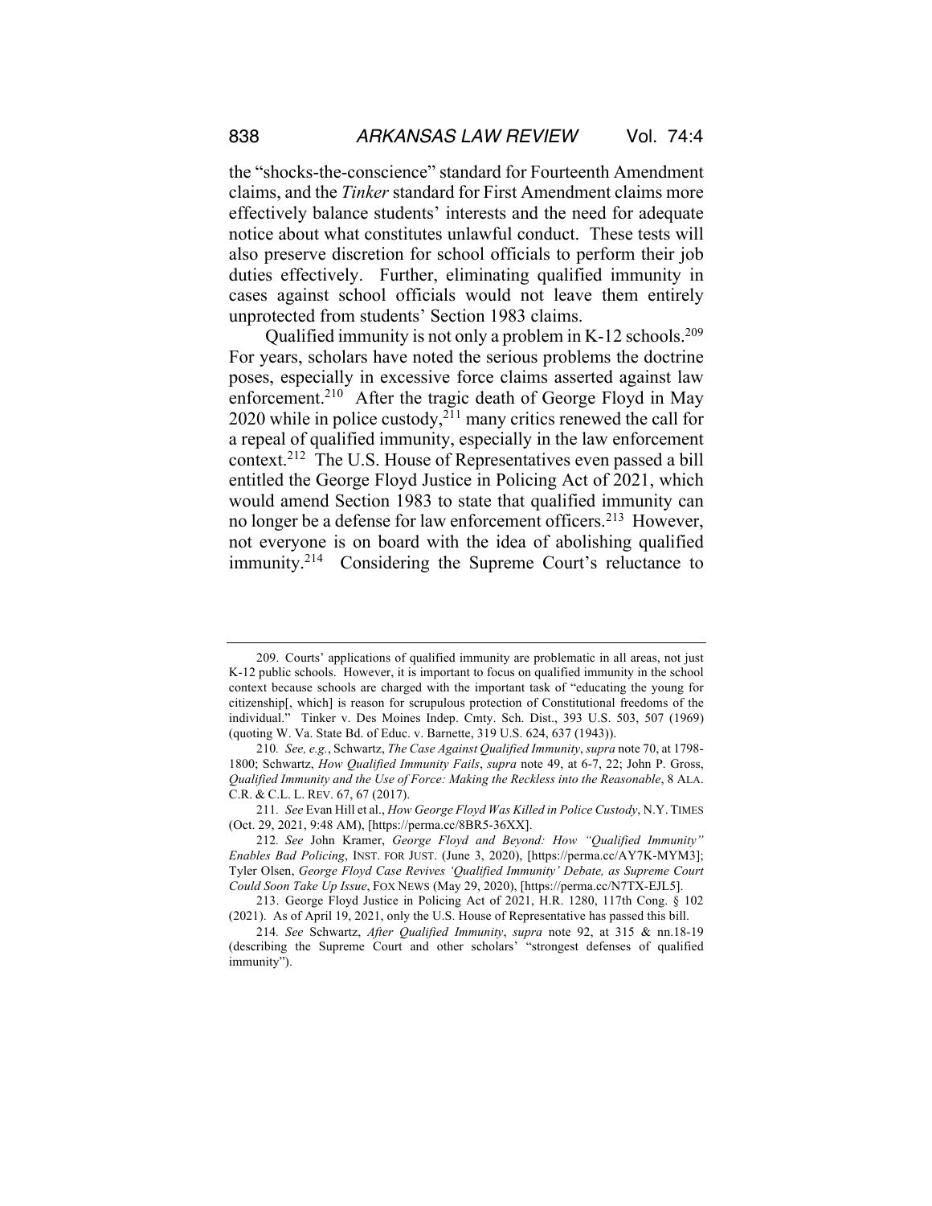the "shocks-the-conscience" standard for Fourteenth Amendment claims, and the *Tinker* standard for First Amendment claims more effectively balance students' interests and the need for adequate notice about what constitutes unlawful conduct. These tests will also preserve discretion for school officials to perform their job duties effectively. Further, eliminating qualified immunity in cases against school officials would not leave them entirely unprotected from students' Section 1983 claims.

Qualified immunity is not only a problem in K-12 schools.[209] For years, scholars have noted the serious problems the doctrine poses, especially in excessive force claims asserted against law enforcement.[210] After the tragic death of George Floyd in May 2020 while in police custody,[211] many critics renewed the call for a repeal of qualified immunity, especially in the law enforcement context.[212] The U.S. House of Representatives even passed a bill entitled the George Floyd Justice in Policing Act of 2021, which would amend Section 1983 to state that qualified immunity can no longer be a defense for law enforcement officers.[213] However, not everyone is on board with the idea of abolishing qualified immunity.[214] Considering the Supreme Court's reluctance to

---

209. Courts' applications of qualified immunity are problematic in all areas, not just K-12 public schools. However, it is important to focus on qualified immunity in the school context because schools are charged with the important task of "educating the young for citizenship[, which] is reason for scrupulous protection of Constitutional freedoms of the individual." Tinker v. Des Moines Indep. Cmty. Sch. Dist., 393 U.S. 503, 507 (1969) (quoting W. Va. State Bd. of Educ. v. Barnette, 319 U.S. 624, 637 (1943)).

210. *See, e.g.*, Schwartz, *The Case Against Qualified Immunity*, *supra* note 70, at 1798-1800; Schwartz, *How Qualified Immunity Fails*, *supra* note 49, at 6-7, 22; John P. Gross, *Qualified Immunity and the Use of Force: Making the Reckless into the Reasonable*, 8 ALA. C.R. & C.L. L. REV. 67, 67 (2017).

211. *See* Evan Hill et al., *How George Floyd Was Killed in Police Custody*, N.Y. TIMES (Oct. 29, 2021, 9:48 AM), [https://perma.cc/8BR5-36XX].

212. *See* John Kramer, *George Floyd and Beyond: How "Qualified Immunity" Enables Bad Policing*, INST. FOR JUST. (June 3, 2020), [https://perma.cc/AY7K-MYM3]; Tyler Olsen, *George Floyd Case Revives 'Qualified Immunity' Debate, as Supreme Court Could Soon Take Up Issue*, FOX NEWS (May 29, 2020), [https://perma.cc/N7TX-EJL5].

213. George Floyd Justice in Policing Act of 2021, H.R. 1280, 117th Cong. § 102 (2021). As of April 19, 2021, only the U.S. House of Representative has passed this bill.

214. *See* Schwartz, *After Qualified Immunity*, *supra* note 92, at 315 & nn.18-19 (describing the Supreme Court and other scholars' "strongest defenses of qualified immunity").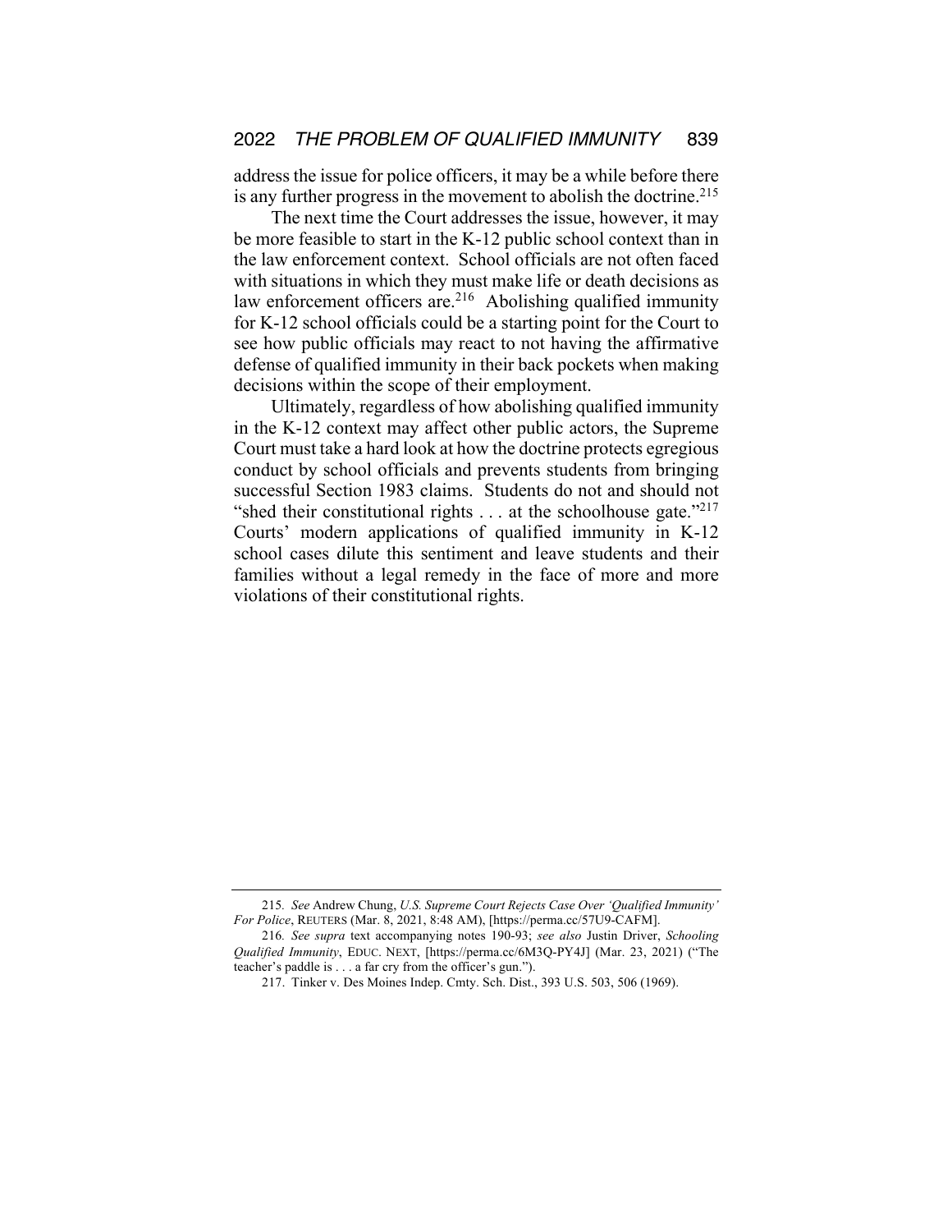address the issue for police officers, it may be a while before there is any further progress in the movement to abolish the doctrine.[215]

The next time the Court addresses the issue, however, it may be more feasible to start in the K-12 public school context than in the law enforcement context. School officials are not often faced with situations in which they must make life or death decisions as law enforcement officers are.[216] Abolishing qualified immunity for K-12 school officials could be a starting point for the Court to see how public officials may react to not having the affirmative defense of qualified immunity in their back pockets when making decisions within the scope of their employment.

Ultimately, regardless of how abolishing qualified immunity in the K-12 context may affect other public actors, the Supreme Court must take a hard look at how the doctrine protects egregious conduct by school officials and prevents students from bringing successful Section 1983 claims. Students do not and should not "shed their constitutional rights . . . at the schoolhouse gate."[217] Courts' modern applications of qualified immunity in K-12 school cases dilute this sentiment and leave students and their families without a legal remedy in the face of more and more violations of their constitutional rights.

---

215. *See* Andrew Chung, *U.S. Supreme Court Rejects Case Over 'Qualified Immunity' For Police*, REUTERS (Mar. 8, 2021, 8:48 AM), [https://perma.cc/57U9-CAFM].

216. *See supra* text accompanying notes 190-93; *see also* Justin Driver, *Schooling Qualified Immunity*, EDUC. NEXT, [https://perma.cc/6M3Q-PY4J] (Mar. 23, 2021) ("The teacher's paddle is . . . a far cry from the officer's gun.").

217. Tinker v. Des Moines Indep. Cmty. Sch. Dist., 393 U.S. 503, 506 (1969).